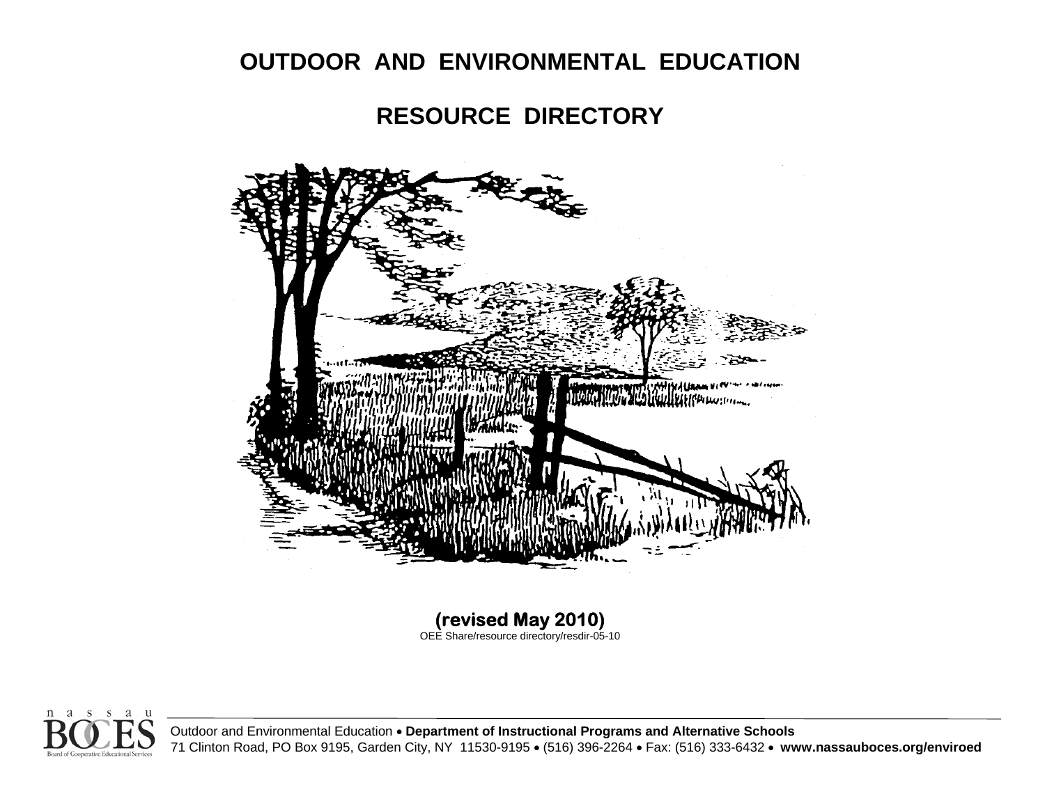# OUTDOOR AND ENVIRONMENTAL EDUCATION

# RESOURCE DIRECTORY

**(revised May 2010)**

OEE Share/resource directory/resdir-05-10

nassau BOCES Board of Cooperative Educational Services

Outdoor and Environmental Education • **Department of Instructional Programs and Alternative Schools**
71 Clinton Road, PO Box 9195, Garden City, NY 11530-9195 • (516) 396-2264 • Fax: (516) 333-6432 • **www.nassauboces.org/enviroed**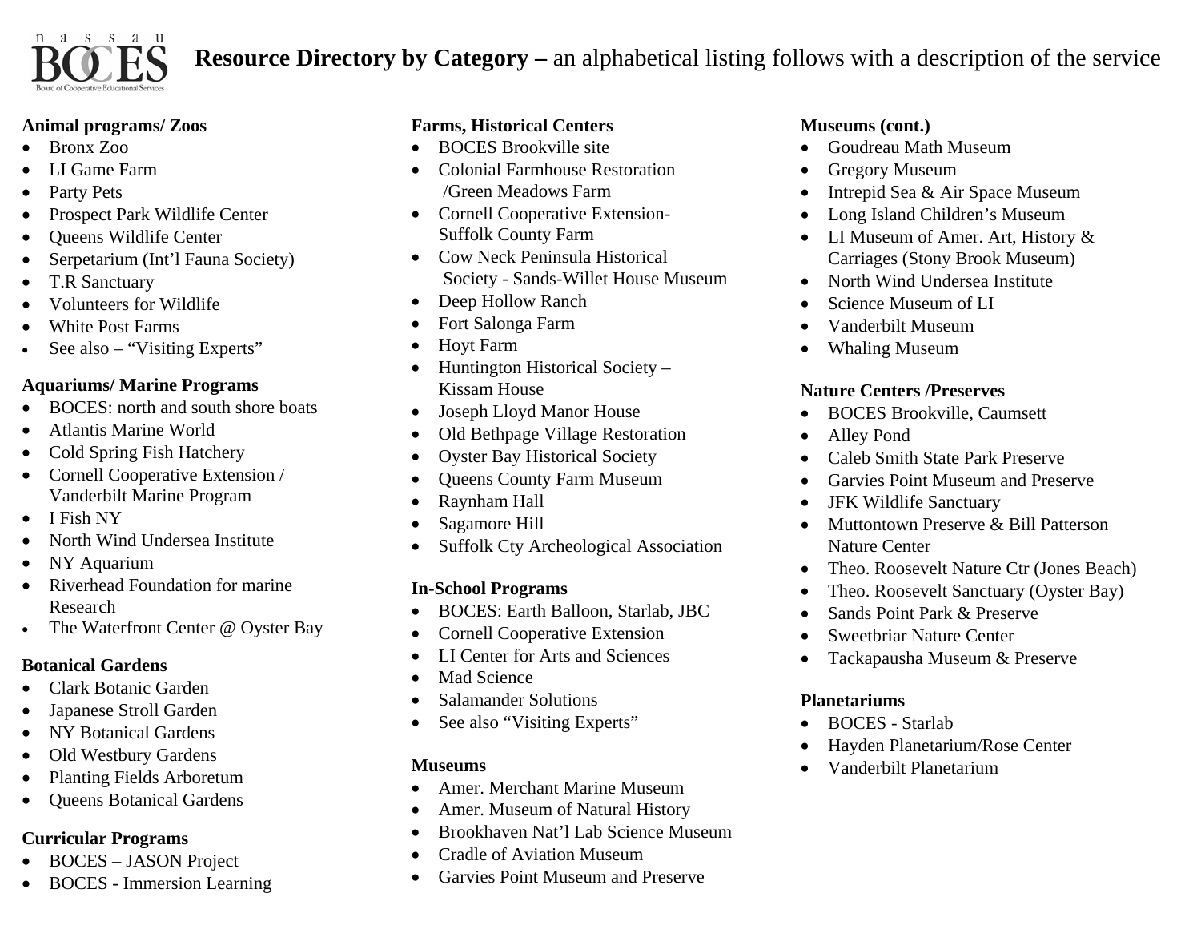# Resource Directory by Category – an alphabetical listing follows with a description of the service

**Animal programs/ Zoos**

- Bronx Zoo
- LI Game Farm
- Party Pets
- Prospect Park Wildlife Center
- Queens Wildlife Center
- Serpetarium (Int'l Fauna Society)
- T.R Sanctuary
- Volunteers for Wildlife
- White Post Farms
- See also – "Visiting Experts"

**Aquariums/ Marine Programs**

- BOCES: north and south shore boats
- Atlantis Marine World
- Cold Spring Fish Hatchery
- Cornell Cooperative Extension / Vanderbilt Marine Program
- I Fish NY
- North Wind Undersea Institute
- NY Aquarium
- Riverhead Foundation for marine Research
- The Waterfront Center @ Oyster Bay

**Botanical Gardens**

- Clark Botanic Garden
- Japanese Stroll Garden
- NY Botanical Gardens
- Old Westbury Gardens
- Planting Fields Arboretum
- Queens Botanical Gardens

**Curricular Programs**

- BOCES – JASON Project
- BOCES - Immersion Learning

**Farms, Historical Centers**

- BOCES Brookville site
- Colonial Farmhouse Restoration /Green Meadows Farm
- Cornell Cooperative Extension-Suffolk County Farm
- Cow Neck Peninsula Historical Society - Sands-Willet House Museum
- Deep Hollow Ranch
- Fort Salonga Farm
- Hoyt Farm
- Huntington Historical Society – Kissam House
- Joseph Lloyd Manor House
- Old Bethpage Village Restoration
- Oyster Bay Historical Society
- Queens County Farm Museum
- Raynham Hall
- Sagamore Hill
- Suffolk Cty Archeological Association

**In-School Programs**

- BOCES: Earth Balloon, Starlab, JBC
- Cornell Cooperative Extension
- LI Center for Arts and Sciences
- Mad Science
- Salamander Solutions
- See also "Visiting Experts"

**Museums**

- Amer. Merchant Marine Museum
- Amer. Museum of Natural History
- Brookhaven Nat'l Lab Science Museum
- Cradle of Aviation Museum
- Garvies Point Museum and Preserve

**Museums (cont.)**

- Goudreau Math Museum
- Gregory Museum
- Intrepid Sea & Air Space Museum
- Long Island Children's Museum
- LI Museum of Amer. Art, History & Carriages (Stony Brook Museum)
- North Wind Undersea Institute
- Science Museum of LI
- Vanderbilt Museum
- Whaling Museum

**Nature Centers /Preserves**

- BOCES Brookville, Caumsett
- Alley Pond
- Caleb Smith State Park Preserve
- Garvies Point Museum and Preserve
- JFK Wildlife Sanctuary
- Muttontown Preserve & Bill Patterson Nature Center
- Theo. Roosevelt Nature Ctr (Jones Beach)
- Theo. Roosevelt Sanctuary (Oyster Bay)
- Sands Point Park & Preserve
- Sweetbriar Nature Center
- Tackapausha Museum & Preserve

**Planetariums**

- BOCES - Starlab
- Hayden Planetarium/Rose Center
- Vanderbilt Planetarium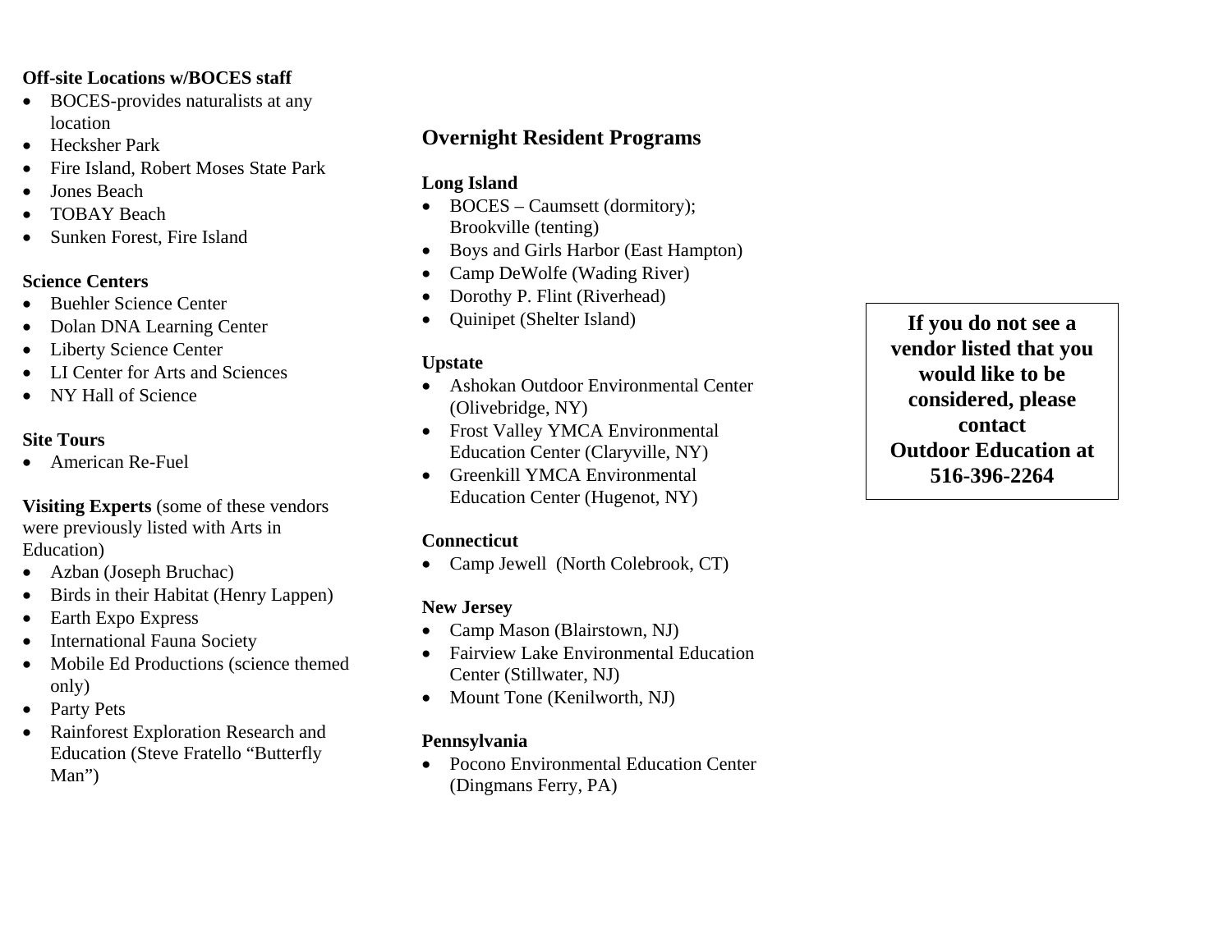**Off-site Locations w/BOCES staff**

- BOCES-provides naturalists at any location
- Hecksher Park
- Fire Island, Robert Moses State Park
- Jones Beach
- TOBAY Beach
- Sunken Forest, Fire Island

**Science Centers**

- Buehler Science Center
- Dolan DNA Learning Center
- Liberty Science Center
- LI Center for Arts and Sciences
- NY Hall of Science

**Site Tours**

- American Re-Fuel

**Visiting Experts** (some of these vendors were previously listed with Arts in Education)

- Azban (Joseph Bruchac)
- Birds in their Habitat (Henry Lappen)
- Earth Expo Express
- International Fauna Society
- Mobile Ed Productions (science themed only)
- Party Pets
- Rainforest Exploration Research and Education (Steve Fratello "Butterfly Man")

## Overnight Resident Programs

**Long Island**

- BOCES – Caumsett (dormitory); Brookville (tenting)
- Boys and Girls Harbor (East Hampton)
- Camp DeWolfe (Wading River)
- Dorothy P. Flint (Riverhead)
- Quinipet (Shelter Island)

**Upstate**

- Ashokan Outdoor Environmental Center (Olivebridge, NY)
- Frost Valley YMCA Environmental Education Center (Claryville, NY)
- Greenkill YMCA Environmental Education Center (Hugenot, NY)

**Connecticut**

- Camp Jewell (North Colebrook, CT)

**New Jersey**

- Camp Mason (Blairstown, NJ)
- Fairview Lake Environmental Education Center (Stillwater, NJ)
- Mount Tone (Kenilworth, NJ)

**Pennsylvania**

- Pocono Environmental Education Center (Dingmans Ferry, PA)

**If you do not see a vendor listed that you would like to be considered, please contact Outdoor Education at 516-396-2264**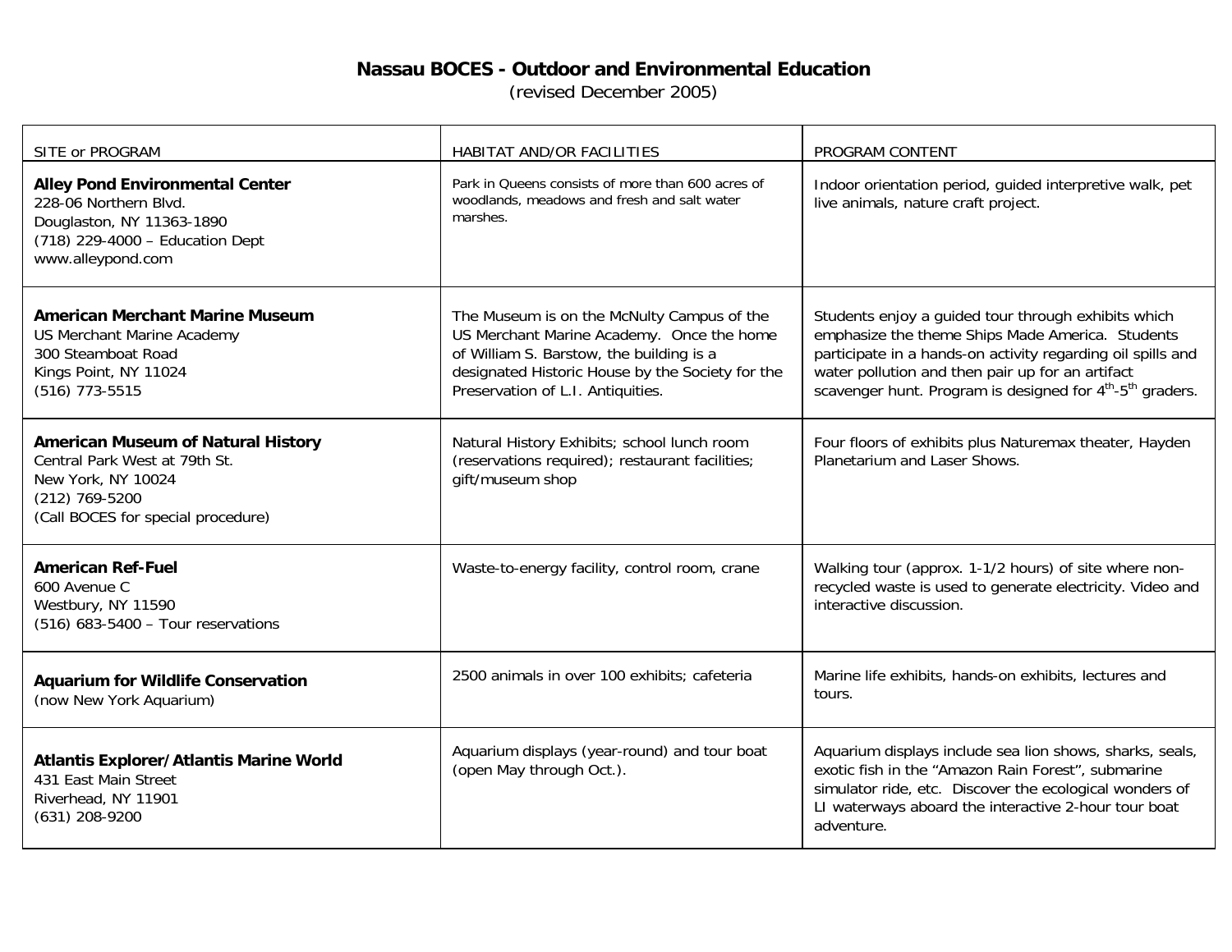# Nassau BOCES - Outdoor and Environmental Education

(revised December 2005)

| SITE or PROGRAM | HABITAT AND/OR FACILITIES | PROGRAM CONTENT |
|---|---|---|
| **Alley Pond Environmental Center**<br>228-06 Northern Blvd.<br>Douglaston, NY 11363-1890<br>(718) 229-4000 – Education Dept<br>www.alleypond.com | Park in Queens consists of more than 600 acres of woodlands, meadows and fresh and salt water marshes. | Indoor orientation period, guided interpretive walk, pet live animals, nature craft project. |
| **American Merchant Marine Museum**<br>US Merchant Marine Academy<br>300 Steamboat Road<br>Kings Point, NY 11024<br>(516) 773-5515 | The Museum is on the McNulty Campus of the US Merchant Marine Academy. Once the home of William S. Barstow, the building is a designated Historic House by the Society for the Preservation of L.I. Antiquities. | Students enjoy a guided tour through exhibits which emphasize the theme Ships Made America. Students participate in a hands-on activity regarding oil spills and water pollution and then pair up for an artifact scavenger hunt. Program is designed for 4th-5th graders. |
| **American Museum of Natural History**<br>Central Park West at 79th St.<br>New York, NY 10024<br>(212) 769-5200<br>(Call BOCES for special procedure) | Natural History Exhibits; school lunch room (reservations required); restaurant facilities; gift/museum shop | Four floors of exhibits plus Naturemax theater, Hayden Planetarium and Laser Shows. |
| **American Ref-Fuel**<br>600 Avenue C<br>Westbury, NY 11590<br>(516) 683-5400 – Tour reservations | Waste-to-energy facility, control room, crane | Walking tour (approx. 1-1/2 hours) of site where non-recycled waste is used to generate electricity. Video and interactive discussion. |
| **Aquarium for Wildlife Conservation**<br>(now New York Aquarium) | 2500 animals in over 100 exhibits; cafeteria | Marine life exhibits, hands-on exhibits, lectures and tours. |
| **Atlantis Explorer/Atlantis Marine World**<br>431 East Main Street<br>Riverhead, NY 11901<br>(631) 208-9200 | Aquarium displays (year-round) and tour boat (open May through Oct.). | Aquarium displays include sea lion shows, sharks, seals, exotic fish in the "Amazon Rain Forest", submarine simulator ride, etc. Discover the ecological wonders of LI waterways aboard the interactive 2-hour tour boat adventure. |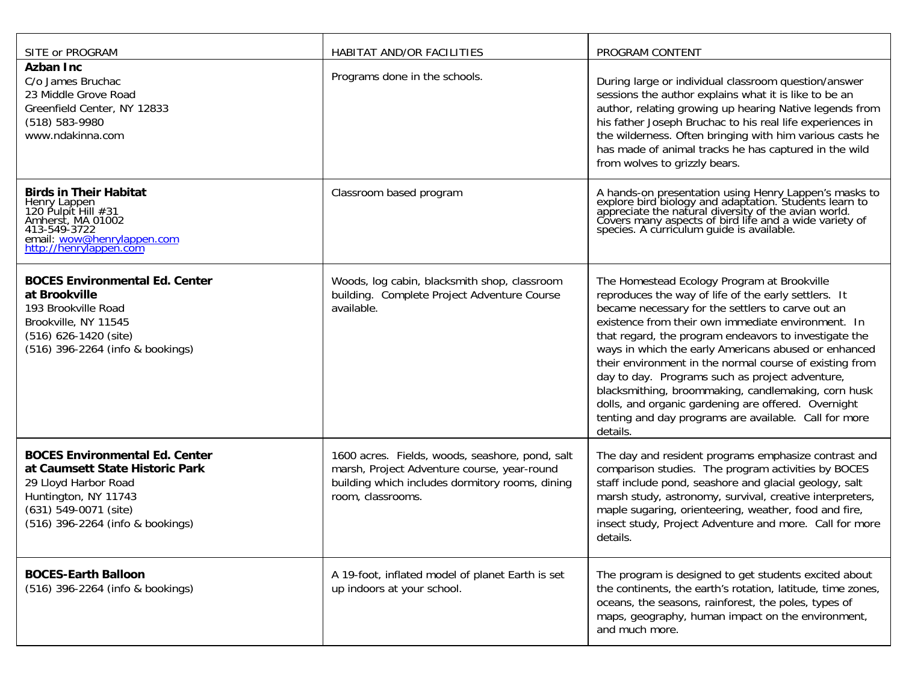| SITE or PROGRAM | HABITAT AND/OR FACILITIES | PROGRAM CONTENT |
|---|---|---|
| **Azban Inc**<br>C/o James Bruchac<br>23 Middle Grove Road<br>Greenfield Center, NY 12833<br>(518) 583-9980<br>www.ndakinna.com | Programs done in the schools. | During large or individual classroom question/answer sessions the author explains what it is like to be an author, relating growing up hearing Native legends from his father Joseph Bruchac to his real life experiences in the wilderness. Often bringing with him various casts he has made of animal tracks he has captured in the wild from wolves to grizzly bears. |
| **Birds in Their Habitat**<br>Henry Lappen<br>120 Pulpit Hill #31<br>Amherst, MA 01002<br>413-549-3722<br>email: wow@henrylappen.com<br>http://henrylappen.com | Classroom based program | A hands-on presentation using Henry Lappen's masks to explore bird biology and adaptation. Students learn to appreciate the natural diversity of the avian world. Covers many aspects of bird life and a wide variety of species. A curriculum guide is available. |
| **BOCES Environmental Ed. Center at Brookville**<br>193 Brookville Road<br>Brookville, NY 11545<br>(516) 626-1420 (site)<br>(516) 396-2264 (info & bookings) | Woods, log cabin, blacksmith shop, classroom building. Complete Project Adventure Course available. | The Homestead Ecology Program at Brookville reproduces the way of life of the early settlers. It became necessary for the settlers to carve out an existence from their own immediate environment. In that regard, the program endeavors to investigate the ways in which the early Americans abused or enhanced their environment in the normal course of existing from day to day. Programs such as project adventure, blacksmithing, broommaking, candlemaking, corn husk dolls, and organic gardening are offered. Overnight tenting and day programs are available. Call for more details. |
| **BOCES Environmental Ed. Center at Caumsett State Historic Park**<br>29 Lloyd Harbor Road<br>Huntington, NY 11743<br>(631) 549-0071 (site)<br>(516) 396-2264 (info & bookings) | 1600 acres. Fields, woods, seashore, pond, salt marsh, Project Adventure course, year-round building which includes dormitory rooms, dining room, classrooms. | The day and resident programs emphasize contrast and comparison studies. The program activities by BOCES staff include pond, seashore and glacial geology, salt marsh study, astronomy, survival, creative interpreters, maple sugaring, orienteering, weather, food and fire, insect study, Project Adventure and more. Call for more details. |
| **BOCES-Earth Balloon**<br>(516) 396-2264 (info & bookings) | A 19-foot, inflated model of planet Earth is set up indoors at your school. | The program is designed to get students excited about the continents, the earth's rotation, latitude, time zones, oceans, the seasons, rainforest, the poles, types of maps, geography, human impact on the environment, and much more. |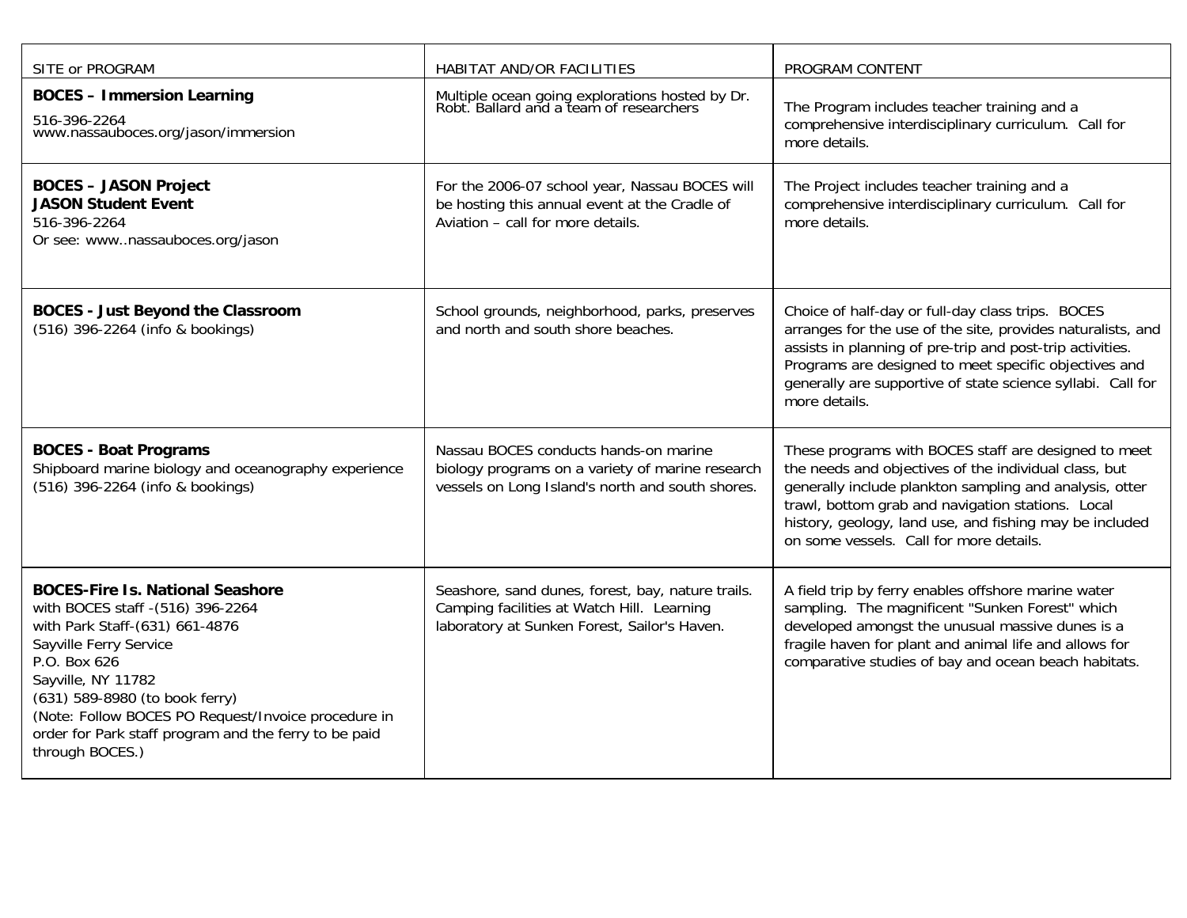| SITE or PROGRAM | HABITAT AND/OR FACILITIES | PROGRAM CONTENT |
|---|---|---|
| **BOCES – Immersion Learning**<br>516-396-2264<br>www.nassauboces.org/jason/immersion | Multiple ocean going explorations hosted by Dr. Robt. Ballard and a team of researchers | The Program includes teacher training and a comprehensive interdisciplinary curriculum. Call for more details. |
| **BOCES – JASON Project**<br>**JASON Student Event**<br>516-396-2264<br>Or see: www..nassauboces.org/jason | For the 2006-07 school year, Nassau BOCES will be hosting this annual event at the Cradle of Aviation – call for more details. | The Project includes teacher training and a comprehensive interdisciplinary curriculum. Call for more details. |
| **BOCES - Just Beyond the Classroom**<br>(516) 396-2264 (info & bookings) | School grounds, neighborhood, parks, preserves and north and south shore beaches. | Choice of half-day or full-day class trips. BOCES arranges for the use of the site, provides naturalists, and assists in planning of pre-trip and post-trip activities. Programs are designed to meet specific objectives and generally are supportive of state science syllabi. Call for more details. |
| **BOCES - Boat Programs**<br>Shipboard marine biology and oceanography experience<br>(516) 396-2264 (info & bookings) | Nassau BOCES conducts hands-on marine biology programs on a variety of marine research vessels on Long Island's north and south shores. | These programs with BOCES staff are designed to meet the needs and objectives of the individual class, but generally include plankton sampling and analysis, otter trawl, bottom grab and navigation stations. Local history, geology, land use, and fishing may be included on some vessels. Call for more details. |
| **BOCES-Fire Is. National Seashore**<br>with BOCES staff -(516) 396-2264<br>with Park Staff-(631) 661-4876<br>Sayville Ferry Service<br>P.O. Box 626<br>Sayville, NY 11782<br>(631) 589-8980 (to book ferry)<br>(Note: Follow BOCES PO Request/Invoice procedure in order for Park staff program and the ferry to be paid through BOCES.) | Seashore, sand dunes, forest, bay, nature trails. Camping facilities at Watch Hill. Learning laboratory at Sunken Forest, Sailor's Haven. | A field trip by ferry enables offshore marine water sampling. The magnificent "Sunken Forest" which developed amongst the unusual massive dunes is a fragile haven for plant and animal life and allows for comparative studies of bay and ocean beach habitats. |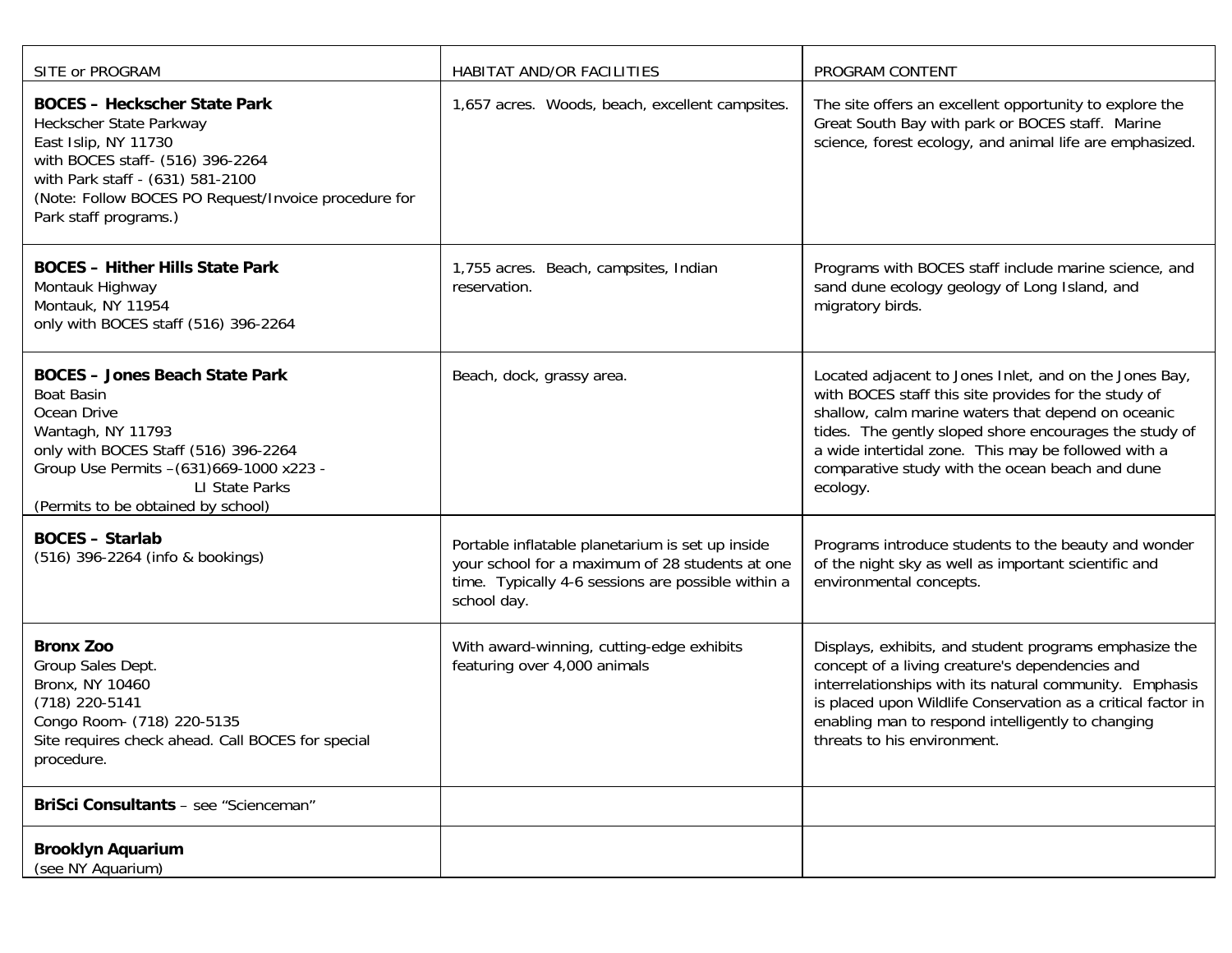| SITE or PROGRAM | HABITAT AND/OR FACILITIES | PROGRAM CONTENT |
| --- | --- | --- |
| **BOCES – Heckscher State Park**<br>Heckscher State Parkway<br>East Islip, NY 11730<br>with BOCES staff- (516) 396-2264<br>with Park staff - (631) 581-2100<br>(Note: Follow BOCES PO Request/Invoice procedure for Park staff programs.) | 1,657 acres. Woods, beach, excellent campsites. | The site offers an excellent opportunity to explore the Great South Bay with park or BOCES staff. Marine science, forest ecology, and animal life are emphasized. |
| **BOCES – Hither Hills State Park**<br>Montauk Highway<br>Montauk, NY 11954<br>only with BOCES staff (516) 396-2264 | 1,755 acres. Beach, campsites, Indian reservation. | Programs with BOCES staff include marine science, and sand dune ecology geology of Long Island, and migratory birds. |
| **BOCES – Jones Beach State Park**<br>Boat Basin<br>Ocean Drive<br>Wantagh, NY 11793<br>only with BOCES Staff (516) 396-2264<br>Group Use Permits –(631)669-1000 x223 - LI State Parks<br>(Permits to be obtained by school) | Beach, dock, grassy area. | Located adjacent to Jones Inlet, and on the Jones Bay, with BOCES staff this site provides for the study of shallow, calm marine waters that depend on oceanic tides. The gently sloped shore encourages the study of a wide intertidal zone. This may be followed with a comparative study with the ocean beach and dune ecology. |
| **BOCES – Starlab**<br>(516) 396-2264 (info & bookings) | Portable inflatable planetarium is set up inside your school for a maximum of 28 students at one time. Typically 4-6 sessions are possible within a school day. | Programs introduce students to the beauty and wonder of the night sky as well as important scientific and environmental concepts. |
| **Bronx Zoo**<br>Group Sales Dept.<br>Bronx, NY 10460<br>(718) 220-5141<br>Congo Room- (718) 220-5135<br>Site requires check ahead. Call BOCES for special procedure. | With award-winning, cutting-edge exhibits featuring over 4,000 animals | Displays, exhibits, and student programs emphasize the concept of a living creature's dependencies and interrelationships with its natural community. Emphasis is placed upon Wildlife Conservation as a critical factor in enabling man to respond intelligently to changing threats to his environment. |
| **BriSci Consultants** – see "Scienceman" | | |
| **Brooklyn Aquarium**<br>(see NY Aquarium) | | |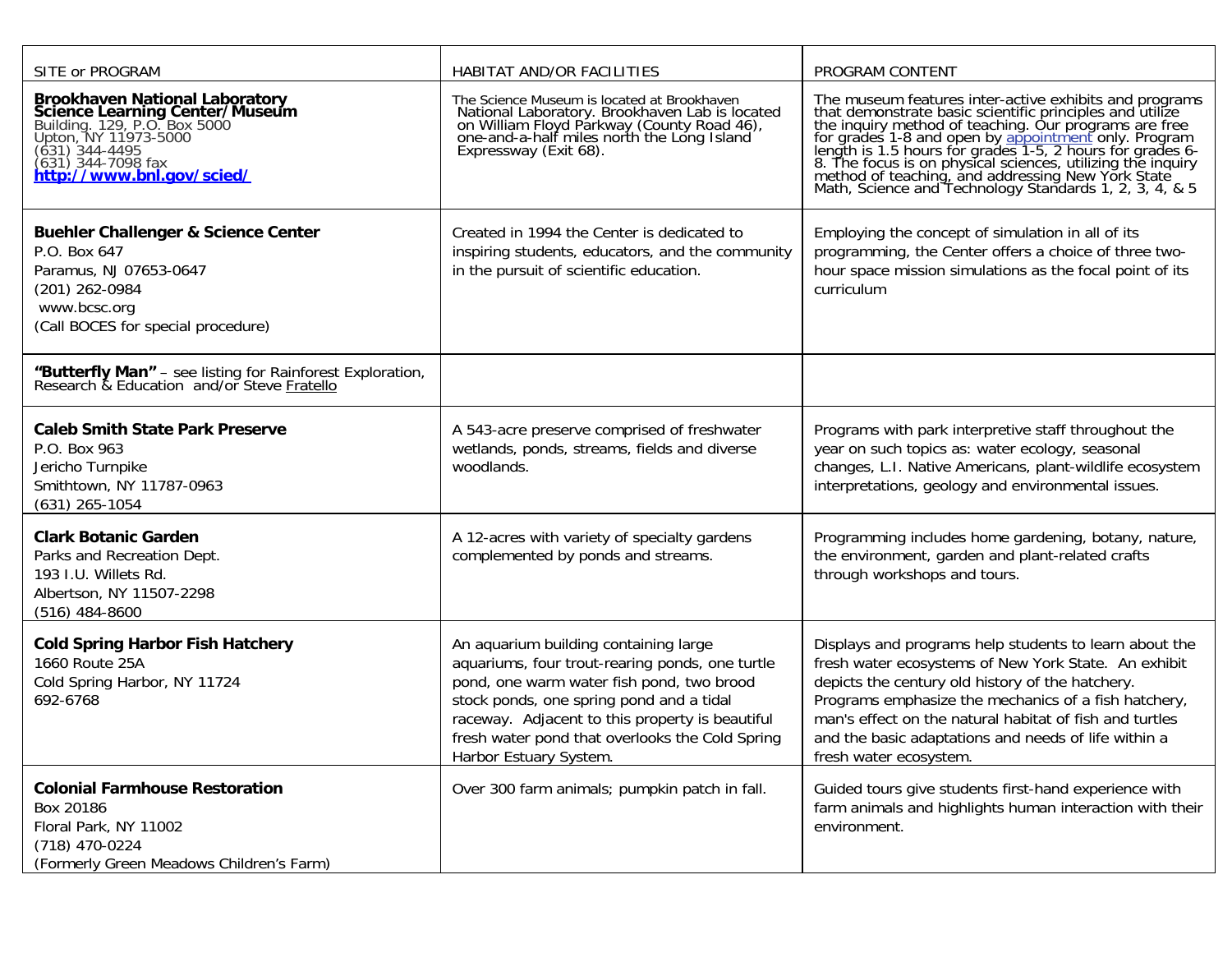| SITE or PROGRAM | HABITAT AND/OR FACILITIES | PROGRAM CONTENT |
|---|---|---|
| **Brookhaven National Laboratory Science Learning Center/Museum**<br>Building. 129, P.O. Box 5000<br>Upton, NY 11973-5000<br>(631) 344-4495<br>(631) 344-7098 fax<br>**http://www.bnl.gov/scied/** | The Science Museum is located at Brookhaven National Laboratory. Brookhaven Lab is located on William Floyd Parkway (County Road 46), one-and-a-half miles north the Long Island Expressway (Exit 68). | The museum features inter-active exhibits and programs that demonstrate basic scientific principles and utilize the inquiry method of teaching. Our programs are free for grades 1-8 and open by appointment only. Program length is 1.5 hours for grades 1-5, 2 hours for grades 6-8. The focus is on physical sciences, utilizing the inquiry method of teaching, and addressing New York State Math, Science and Technology Standards 1, 2, 3, 4, & 5 |
| **Buehler Challenger & Science Center**<br>P.O. Box 647<br>Paramus, NJ 07653-0647<br>(201) 262-0984<br>www.bcsc.org<br>(Call BOCES for special procedure) | Created in 1994 the Center is dedicated to inspiring students, educators, and the community in the pursuit of scientific education. | Employing the concept of simulation in all of its programming, the Center offers a choice of three two-hour space mission simulations as the focal point of its curriculum |
| **"Butterfly Man"** – see listing for Rainforest Exploration, Research & Education and/or Steve Fratello | | |
| **Caleb Smith State Park Preserve**<br>P.O. Box 963<br>Jericho Turnpike<br>Smithtown, NY 11787-0963<br>(631) 265-1054 | A 543-acre preserve comprised of freshwater wetlands, ponds, streams, fields and diverse woodlands. | Programs with park interpretive staff throughout the year on such topics as: water ecology, seasonal changes, L.I. Native Americans, plant-wildlife ecosystem interpretations, geology and environmental issues. |
| **Clark Botanic Garden**<br>Parks and Recreation Dept.<br>193 I.U. Willets Rd.<br>Albertson, NY 11507-2298<br>(516) 484-8600 | A 12-acres with variety of specialty gardens complemented by ponds and streams. | Programming includes home gardening, botany, nature, the environment, garden and plant-related crafts through workshops and tours. |
| **Cold Spring Harbor Fish Hatchery**<br>1660 Route 25A<br>Cold Spring Harbor, NY 11724<br>692-6768 | An aquarium building containing large aquariums, four trout-rearing ponds, one turtle pond, one warm water fish pond, two brood stock ponds, one spring pond and a tidal raceway. Adjacent to this property is beautiful fresh water pond that overlooks the Cold Spring Harbor Estuary System. | Displays and programs help students to learn about the fresh water ecosystems of New York State. An exhibit depicts the century old history of the hatchery. Programs emphasize the mechanics of a fish hatchery, man's effect on the natural habitat of fish and turtles and the basic adaptations and needs of life within a fresh water ecosystem. |
| **Colonial Farmhouse Restoration**<br>Box 20186<br>Floral Park, NY 11002<br>(718) 470-0224<br>(Formerly Green Meadows Children's Farm) | Over 300 farm animals; pumpkin patch in fall. | Guided tours give students first-hand experience with farm animals and highlights human interaction with their environment. |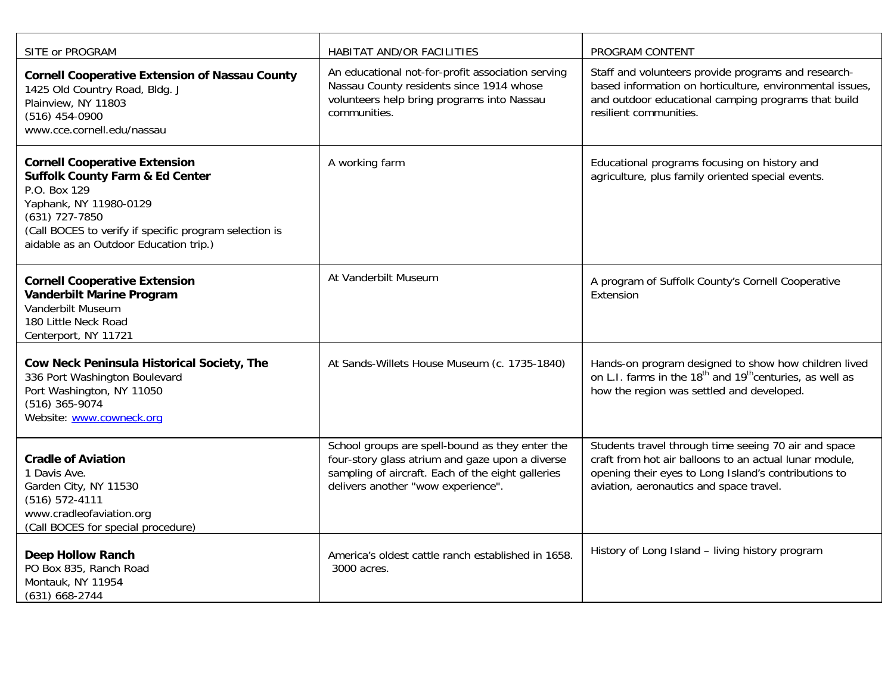| SITE or PROGRAM | HABITAT AND/OR FACILITIES | PROGRAM CONTENT |
|---|---|---|
| **Cornell Cooperative Extension of Nassau County**<br>1425 Old Country Road, Bldg. J<br>Plainview, NY 11803<br>(516) 454-0900<br>www.cce.cornell.edu/nassau | An educational not-for-profit association serving Nassau County residents since 1914 whose volunteers help bring programs into Nassau communities. | Staff and volunteers provide programs and research-based information on horticulture, environmental issues, and outdoor educational camping programs that build resilient communities. |
| **Cornell Cooperative Extension**<br>**Suffolk County Farm & Ed Center**<br>P.O. Box 129<br>Yaphank, NY 11980-0129<br>(631) 727-7850<br>(Call BOCES to verify if specific program selection is aidable as an Outdoor Education trip.) | A working farm | Educational programs focusing on history and agriculture, plus family oriented special events. |
| **Cornell Cooperative Extension**<br>**Vanderbilt Marine Program**<br>Vanderbilt Museum<br>180 Little Neck Road<br>Centerport, NY 11721 | At Vanderbilt Museum | A program of Suffolk County's Cornell Cooperative Extension |
| **Cow Neck Peninsula Historical Society, The**<br>336 Port Washington Boulevard<br>Port Washington, NY 11050<br>(516) 365-9074<br>Website: www.cowneck.org | At Sands-Willets House Museum (c. 1735-1840) | Hands-on program designed to show how children lived on L.I. farms in the 18th and 19th centuries, as well as how the region was settled and developed. |
| **Cradle of Aviation**<br>1 Davis Ave.<br>Garden City, NY 11530<br>(516) 572-4111<br>www.cradleofaviation.org<br>(Call BOCES for special procedure) | School groups are spell-bound as they enter the four-story glass atrium and gaze upon a diverse sampling of aircraft. Each of the eight galleries delivers another "wow experience". | Students travel through time seeing 70 air and space craft from hot air balloons to an actual lunar module, opening their eyes to Long Island's contributions to aviation, aeronautics and space travel. |
| **Deep Hollow Ranch**<br>PO Box 835, Ranch Road<br>Montauk, NY 11954<br>(631) 668-2744 | America's oldest cattle ranch established in 1658. 3000 acres. | History of Long Island – living history program |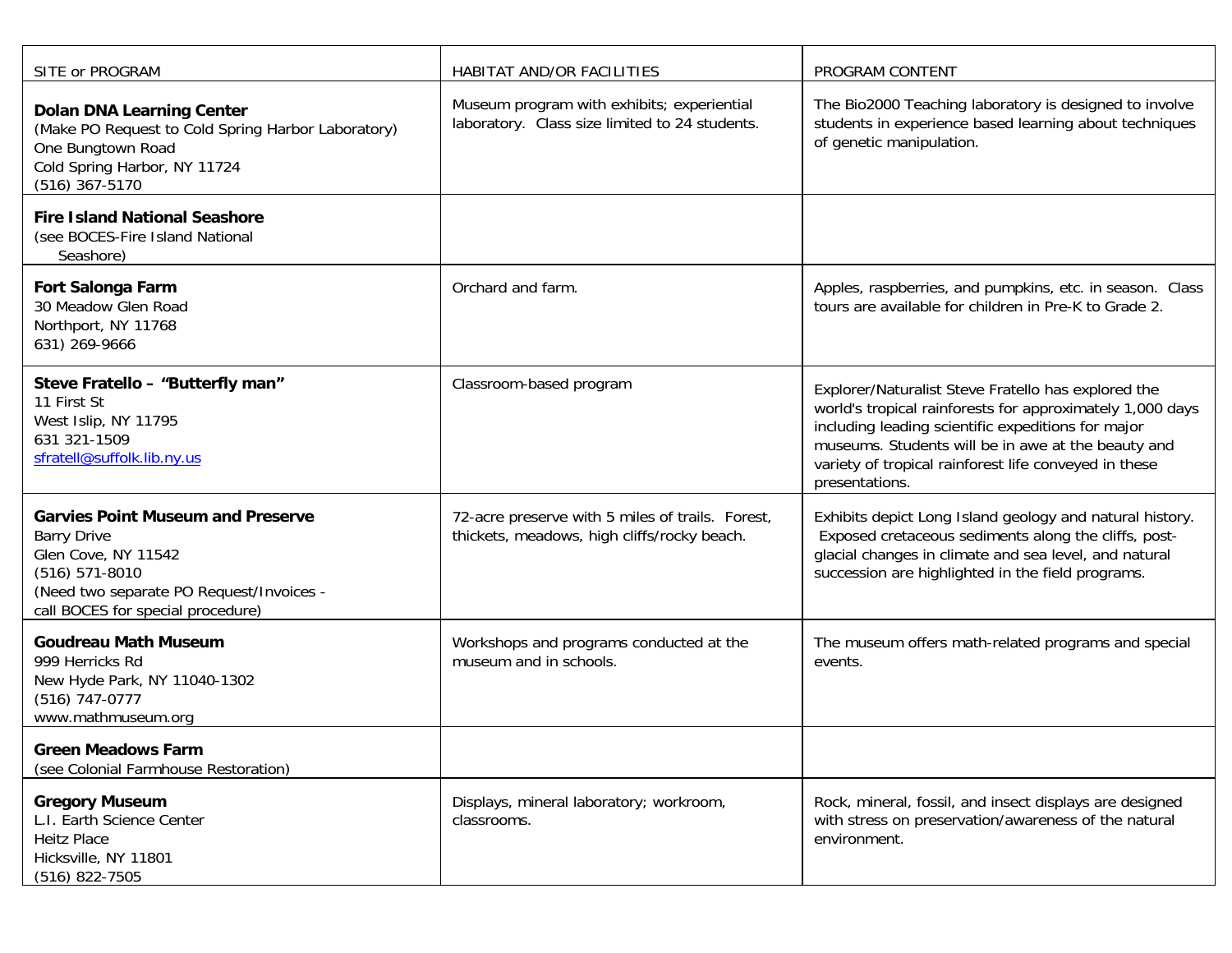| SITE or PROGRAM | HABITAT AND/OR FACILITIES | PROGRAM CONTENT |
|---|---|---|
| **Dolan DNA Learning Center**<br>(Make PO Request to Cold Spring Harbor Laboratory)<br>One Bungtown Road<br>Cold Spring Harbor, NY 11724<br>(516) 367-5170 | Museum program with exhibits; experiential laboratory. Class size limited to 24 students. | The Bio2000 Teaching laboratory is designed to involve students in experience based learning about techniques of genetic manipulation. |
| **Fire Island National Seashore**<br>(see BOCES-Fire Island National Seashore) | | |
| **Fort Salonga Farm**<br>30 Meadow Glen Road<br>Northport, NY 11768<br>631) 269-9666 | Orchard and farm. | Apples, raspberries, and pumpkins, etc. in season. Class tours are available for children in Pre-K to Grade 2. |
| **Steve Fratello – "Butterfly man"**<br>11 First St<br>West Islip, NY 11795<br>631 321-1509<br>sfratell@suffolk.lib.ny.us | Classroom-based program | Explorer/Naturalist Steve Fratello has explored the world's tropical rainforests for approximately 1,000 days including leading scientific expeditions for major museums. Students will be in awe at the beauty and variety of tropical rainforest life conveyed in these presentations. |
| **Garvies Point Museum and Preserve**<br>Barry Drive<br>Glen Cove, NY 11542<br>(516) 571-8010<br>(Need two separate PO Request/Invoices - call BOCES for special procedure) | 72-acre preserve with 5 miles of trails. Forest, thickets, meadows, high cliffs/rocky beach. | Exhibits depict Long Island geology and natural history. Exposed cretaceous sediments along the cliffs, post-glacial changes in climate and sea level, and natural succession are highlighted in the field programs. |
| **Goudreau Math Museum**<br>999 Herricks Rd<br>New Hyde Park, NY 11040-1302<br>(516) 747-0777<br>www.mathmuseum.org | Workshops and programs conducted at the museum and in schools. | The museum offers math-related programs and special events. |
| **Green Meadows Farm**<br>(see Colonial Farmhouse Restoration) | | |
| **Gregory Museum**<br>L.I. Earth Science Center<br>Heitz Place<br>Hicksville, NY 11801<br>(516) 822-7505 | Displays, mineral laboratory; workroom, classrooms. | Rock, mineral, fossil, and insect displays are designed with stress on preservation/awareness of the natural environment. |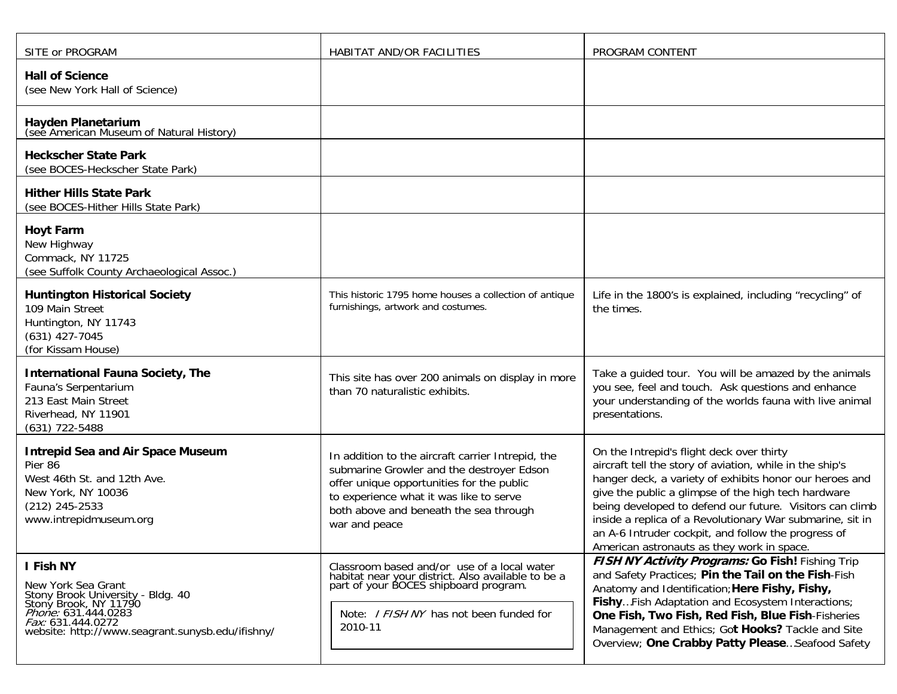| SITE or PROGRAM | HABITAT AND/OR FACILITIES | PROGRAM CONTENT |
|---|---|---|
| **Hall of Science**<br>(see New York Hall of Science) | | |
| **Hayden Planetarium**<br>(see American Museum of Natural History) | | |
| **Heckscher State Park**<br>(see BOCES-Heckscher State Park) | | |
| **Hither Hills State Park**<br>(see BOCES-Hither Hills State Park) | | |
| **Hoyt Farm**<br>New Highway<br>Commack, NY 11725<br>(see Suffolk County Archaeological Assoc.) | | |
| **Huntington Historical Society**<br>109 Main Street<br>Huntington, NY 11743<br>(631) 427-7045<br>(for Kissam House) | This historic 1795 home houses a collection of antique furnishings, artwork and costumes. | Life in the 1800's is explained, including "recycling" of the times. |
| **International Fauna Society, The**<br>Fauna's Serpentarium<br>213 East Main Street<br>Riverhead, NY 11901<br>(631) 722-5488 | This site has over 200 animals on display in more than 70 naturalistic exhibits. | Take a guided tour. You will be amazed by the animals you see, feel and touch. Ask questions and enhance your understanding of the worlds fauna with live animal presentations. |
| **Intrepid Sea and Air Space Museum**<br>Pier 86<br>West 46th St. and 12th Ave.<br>New York, NY 10036<br>(212) 245-2533<br>www.intrepidmuseum.org | In addition to the aircraft carrier Intrepid, the submarine Growler and the destroyer Edson offer unique opportunities for the public to experience what it was like to serve both above and beneath the sea through war and peace | On the Intrepid's flight deck over thirty aircraft tell the story of aviation, while in the ship's hanger deck, a variety of exhibits honor our heroes and give the public a glimpse of the high tech hardware being developed to defend our future. Visitors can climb inside a replica of a Revolutionary War submarine, sit in an A-6 Intruder cockpit, and follow the progress of American astronauts as they work in space. |
| **I Fish NY**<br>New York Sea Grant<br>Stony Brook University - Bldg. 40<br>Stony Brook, NY 11790<br>*Phone:* 631.444.0283<br>*Fax:* 631.444.0272<br>website: http://www.seagrant.sunysb.edu/ifishny/ | Classroom based and/or use of a local water habitat near your district. Also available to be a part of your BOCES shipboard program.<br><br>Note: *I FISH NY* has not been funded for 2010-11 | ***FISH NY Activity Programs:*** **Go Fish!** Fishing Trip and Safety Practices; **Pin the Tail on the Fish**-Fish Anatomy and Identification; **Here Fishy, Fishy, Fishy**…Fish Adaptation and Ecosystem Interactions; **One Fish, Two Fish, Red Fish, Blue Fish**-Fisheries Management and Ethics; **Got Hooks?** Tackle and Site Overview; **One Crabby Patty Please**…Seafood Safety |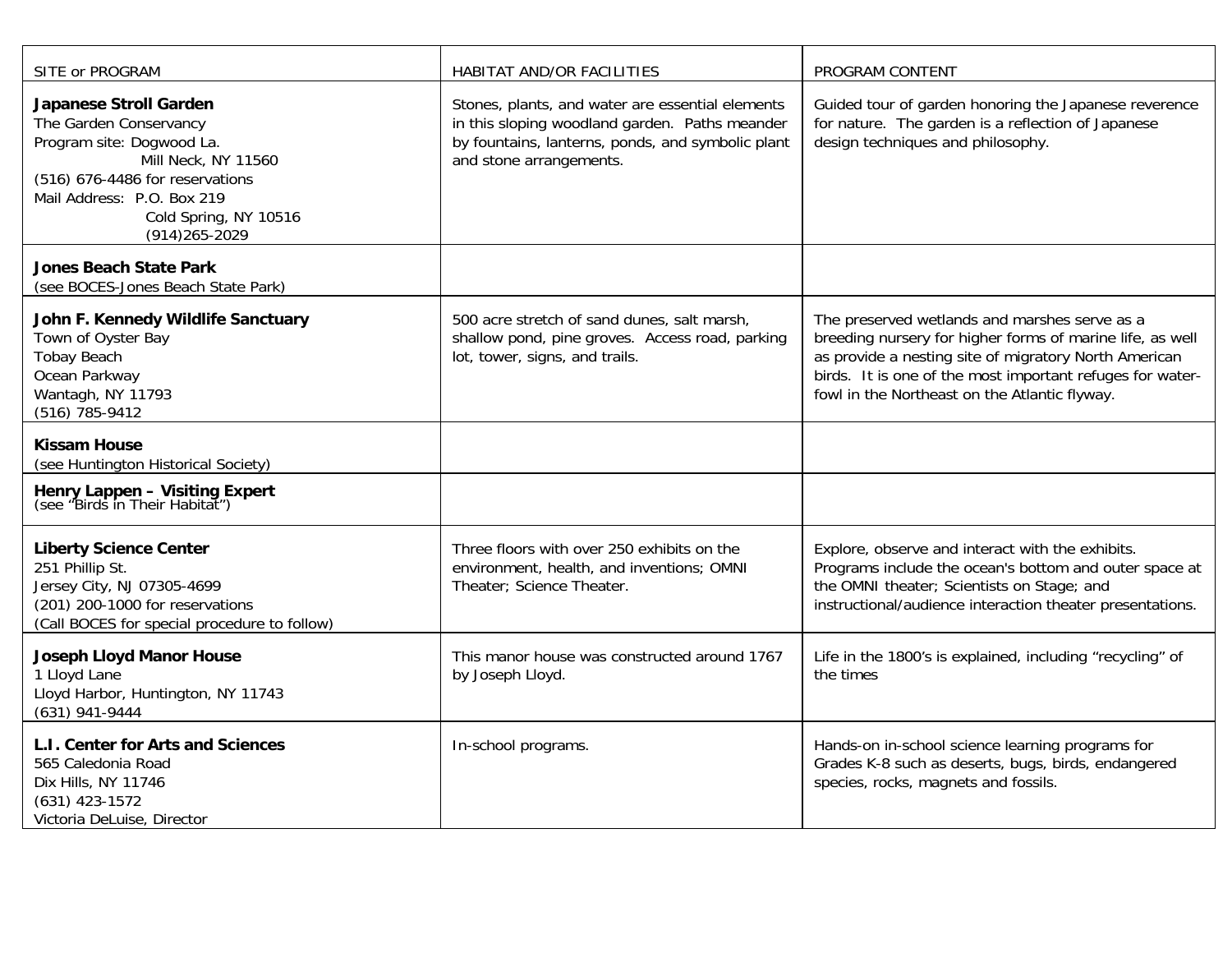| SITE or PROGRAM | HABITAT AND/OR FACILITIES | PROGRAM CONTENT |
|---|---|---|
| **Japanese Stroll Garden**<br>The Garden Conservancy<br>Program site: Dogwood La.<br>Mill Neck, NY 11560<br>(516) 676-4486 for reservations<br>Mail Address: P.O. Box 219<br>Cold Spring, NY 10516<br>(914)265-2029 | Stones, plants, and water are essential elements in this sloping woodland garden. Paths meander by fountains, lanterns, ponds, and symbolic plant and stone arrangements. | Guided tour of garden honoring the Japanese reverence for nature. The garden is a reflection of Japanese design techniques and philosophy. |
| **Jones Beach State Park**<br>(see BOCES-Jones Beach State Park) | | |
| **John F. Kennedy Wildlife Sanctuary**<br>Town of Oyster Bay<br>Tobay Beach<br>Ocean Parkway<br>Wantagh, NY 11793<br>(516) 785-9412 | 500 acre stretch of sand dunes, salt marsh, shallow pond, pine groves. Access road, parking lot, tower, signs, and trails. | The preserved wetlands and marshes serve as a breeding nursery for higher forms of marine life, as well as provide a nesting site of migratory North American birds. It is one of the most important refuges for water-fowl in the Northeast on the Atlantic flyway. |
| **Kissam House**<br>(see Huntington Historical Society) | | |
| **Henry Lappen – Visiting Expert**<br>(see "Birds in Their Habitat") | | |
| **Liberty Science Center**<br>251 Phillip St.<br>Jersey City, NJ 07305-4699<br>(201) 200-1000 for reservations<br>(Call BOCES for special procedure to follow) | Three floors with over 250 exhibits on the environment, health, and inventions; OMNI Theater; Science Theater. | Explore, observe and interact with the exhibits. Programs include the ocean's bottom and outer space at the OMNI theater; Scientists on Stage; and instructional/audience interaction theater presentations. |
| **Joseph Lloyd Manor House**<br>1 Lloyd Lane<br>Lloyd Harbor, Huntington, NY 11743<br>(631) 941-9444 | This manor house was constructed around 1767 by Joseph Lloyd. | Life in the 1800's is explained, including "recycling" of the times |
| **L.I. Center for Arts and Sciences**<br>565 Caledonia Road<br>Dix Hills, NY 11746<br>(631) 423-1572<br>Victoria DeLuise, Director | In-school programs. | Hands-on in-school science learning programs for Grades K-8 such as deserts, bugs, birds, endangered species, rocks, magnets and fossils. |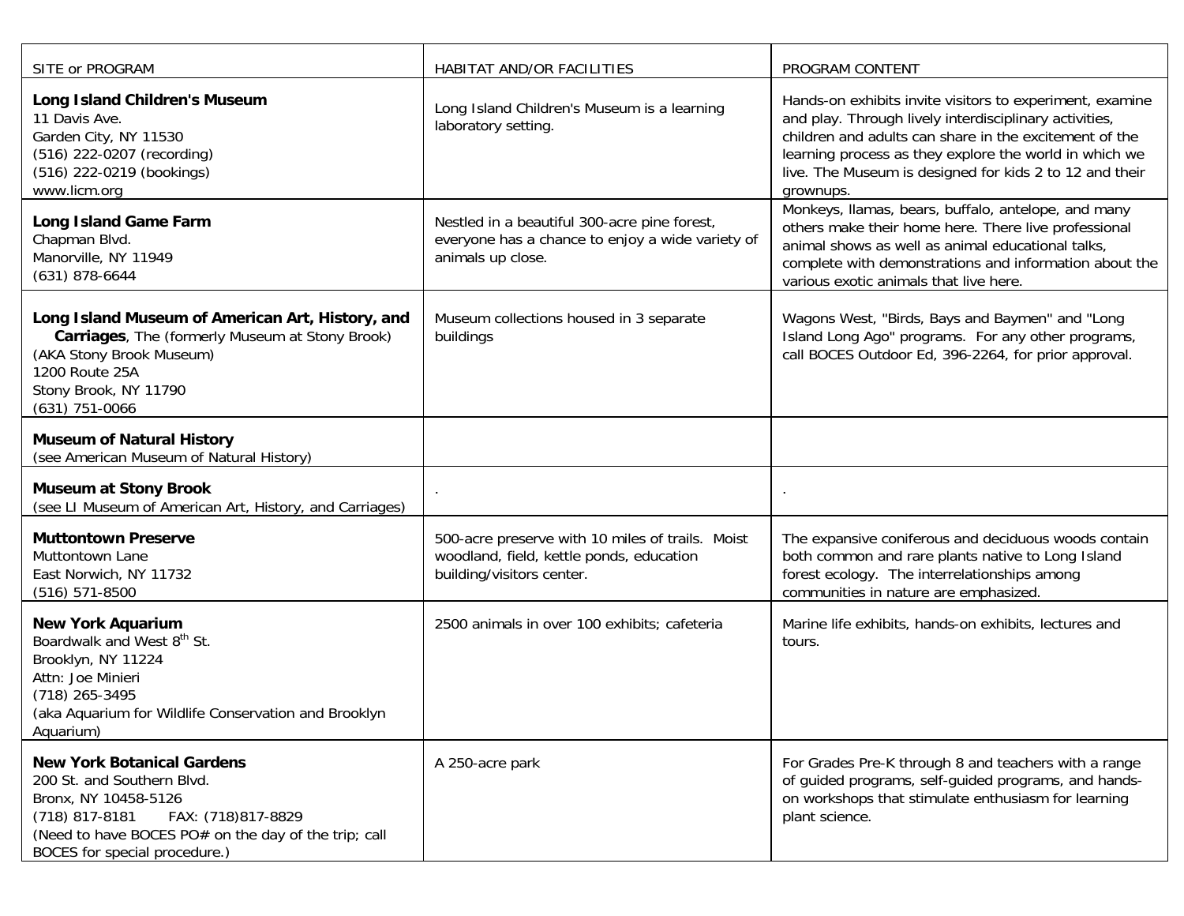| SITE or PROGRAM | HABITAT AND/OR FACILITIES | PROGRAM CONTENT |
|---|---|---|
| **Long Island Children's Museum**<br>11 Davis Ave.<br>Garden City, NY 11530<br>(516) 222-0207 (recording)<br>(516) 222-0219 (bookings)<br>www.licm.org | Long Island Children's Museum is a learning laboratory setting. | Hands-on exhibits invite visitors to experiment, examine and play. Through lively interdisciplinary activities, children and adults can share in the excitement of the learning process as they explore the world in which we live. The Museum is designed for kids 2 to 12 and their grownups. |
| **Long Island Game Farm**<br>Chapman Blvd.<br>Manorville, NY 11949<br>(631) 878-6644 | Nestled in a beautiful 300-acre pine forest, everyone has a chance to enjoy a wide variety of animals up close. | Monkeys, llamas, bears, buffalo, antelope, and many others make their home here. There live professional animal shows as well as animal educational talks, complete with demonstrations and information about the various exotic animals that live here. |
| **Long Island Museum of American Art, History, and Carriages**, The (formerly Museum at Stony Brook)<br>(AKA Stony Brook Museum)<br>1200 Route 25A<br>Stony Brook, NY 11790<br>(631) 751-0066 | Museum collections housed in 3 separate buildings | Wagons West, "Birds, Bays and Baymen" and "Long Island Long Ago" programs. For any other programs, call BOCES Outdoor Ed, 396-2264, for prior approval. |
| **Museum of Natural History**<br>(see American Museum of Natural History) | | |
| **Museum at Stony Brook**<br>(see LI Museum of American Art, History, and Carriages) | . | . |
| **Muttontown Preserve**<br>Muttontown Lane<br>East Norwich, NY 11732<br>(516) 571-8500 | 500-acre preserve with 10 miles of trails. Moist woodland, field, kettle ponds, education building/visitors center. | The expansive coniferous and deciduous woods contain both common and rare plants native to Long Island forest ecology. The interrelationships among communities in nature are emphasized. |
| **New York Aquarium**<br>Boardwalk and West 8th St.<br>Brooklyn, NY 11224<br>Attn: Joe Minieri<br>(718) 265-3495<br>(aka Aquarium for Wildlife Conservation and Brooklyn Aquarium) | 2500 animals in over 100 exhibits; cafeteria | Marine life exhibits, hands-on exhibits, lectures and tours. |
| **New York Botanical Gardens**<br>200 St. and Southern Blvd.<br>Bronx, NY 10458-5126<br>(718) 817-8181 FAX: (718)817-8829<br>(Need to have BOCES PO# on the day of the trip; call BOCES for special procedure.) | A 250-acre park | For Grades Pre-K through 8 and teachers with a range of guided programs, self-guided programs, and hands-on workshops that stimulate enthusiasm for learning plant science. |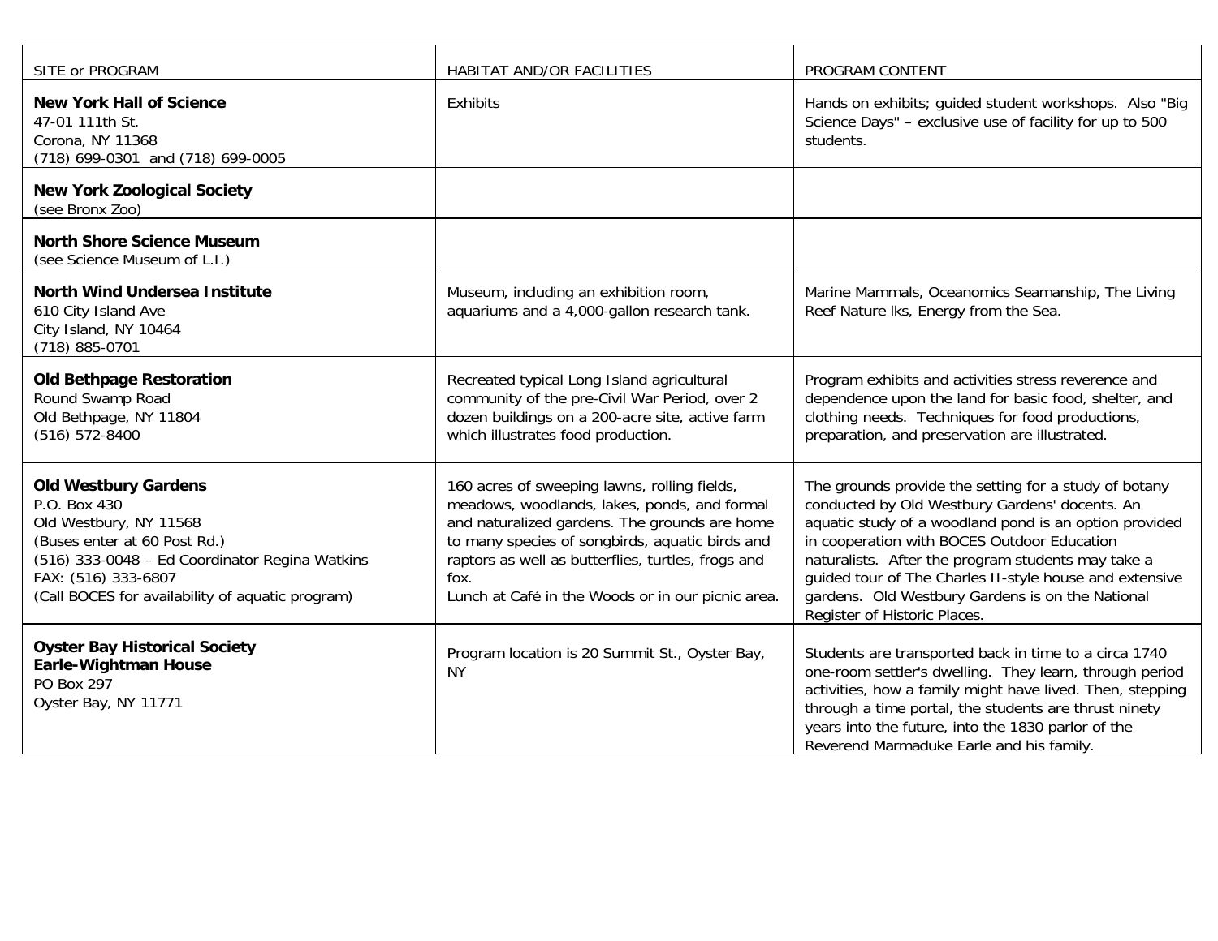| SITE or PROGRAM | HABITAT AND/OR FACILITIES | PROGRAM CONTENT |
|---|---|---|
| **New York Hall of Science**<br>47-01 111th St.<br>Corona, NY 11368<br>(718) 699-0301 and (718) 699-0005 | Exhibits | Hands on exhibits; guided student workshops. Also "Big Science Days" – exclusive use of facility for up to 500 students. |
| **New York Zoological Society**<br>(see Bronx Zoo) | | |
| **North Shore Science Museum**<br>(see Science Museum of L.I.) | | |
| **North Wind Undersea Institute**<br>610 City Island Ave<br>City Island, NY 10464<br>(718) 885-0701 | Museum, including an exhibition room, aquariums and a 4,000-gallon research tank. | Marine Mammals, Oceanomics Seamanship, The Living Reef Nature lks, Energy from the Sea. |
| **Old Bethpage Restoration**<br>Round Swamp Road<br>Old Bethpage, NY 11804<br>(516) 572-8400 | Recreated typical Long Island agricultural community of the pre-Civil War Period, over 2 dozen buildings on a 200-acre site, active farm which illustrates food production. | Program exhibits and activities stress reverence and dependence upon the land for basic food, shelter, and clothing needs. Techniques for food productions, preparation, and preservation are illustrated. |
| **Old Westbury Gardens**<br>P.O. Box 430<br>Old Westbury, NY 11568<br>(Buses enter at 60 Post Rd.)<br>(516) 333-0048 – Ed Coordinator Regina Watkins<br>FAX: (516) 333-6807<br>(Call BOCES for availability of aquatic program) | 160 acres of sweeping lawns, rolling fields, meadows, woodlands, lakes, ponds, and formal and naturalized gardens. The grounds are home to many species of songbirds, aquatic birds and raptors as well as butterflies, turtles, frogs and fox.<br>Lunch at Café in the Woods or in our picnic area. | The grounds provide the setting for a study of botany conducted by Old Westbury Gardens' docents. An aquatic study of a woodland pond is an option provided in cooperation with BOCES Outdoor Education naturalists. After the program students may take a guided tour of The Charles II-style house and extensive gardens. Old Westbury Gardens is on the National Register of Historic Places. |
| **Oyster Bay Historical Society**<br>**Earle-Wightman House**<br>PO Box 297<br>Oyster Bay, NY 11771 | Program location is 20 Summit St., Oyster Bay, NY | Students are transported back in time to a circa 1740 one-room settler's dwelling. They learn, through period activities, how a family might have lived. Then, stepping through a time portal, the students are thrust ninety years into the future, into the 1830 parlor of the Reverend Marmaduke Earle and his family. |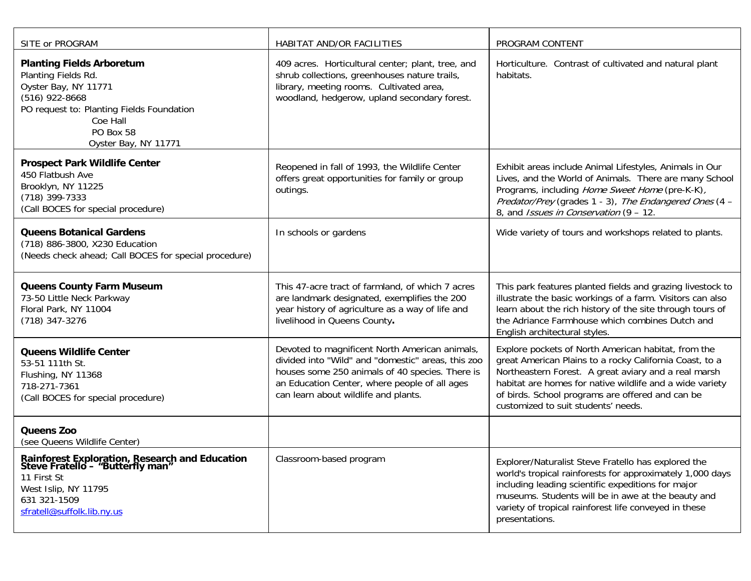| SITE or PROGRAM | HABITAT AND/OR FACILITIES | PROGRAM CONTENT |
|---|---|---|
| **Planting Fields Arboretum**<br>Planting Fields Rd.<br>Oyster Bay, NY 11771<br>(516) 922-8668<br>PO request to: Planting Fields Foundation<br>Coe Hall<br>PO Box 58<br>Oyster Bay, NY 11771 | 409 acres. Horticultural center; plant, tree, and shrub collections, greenhouses nature trails, library, meeting rooms. Cultivated area, woodland, hedgerow, upland secondary forest. | Horticulture. Contrast of cultivated and natural plant habitats. |
| **Prospect Park Wildlife Center**<br>450 Flatbush Ave<br>Brooklyn, NY 11225<br>(718) 399-7333<br>(Call BOCES for special procedure) | Reopened in fall of 1993, the Wildlife Center offers great opportunities for family or group outings. | Exhibit areas include Animal Lifestyles, Animals in Our Lives, and the World of Animals. There are many School Programs, including *Home Sweet Home* (pre-K-K), *Predator/Prey* (grades 1 - 3), *The Endangered Ones* (4 – 8, and *Issues in Conservation* (9 – 12. |
| **Queens Botanical Gardens**<br>(718) 886-3800, X230 Education<br>(Needs check ahead; Call BOCES for special procedure) | In schools or gardens | Wide variety of tours and workshops related to plants. |
| **Queens County Farm Museum**<br>73-50 Little Neck Parkway<br>Floral Park, NY 11004<br>(718) 347-3276 | This 47-acre tract of farmland, of which 7 acres are landmark designated, exemplifies the 200 year history of agriculture as a way of life and livelihood in Queens County**.** | This park features planted fields and grazing livestock to illustrate the basic workings of a farm. Visitors can also learn about the rich history of the site through tours of the Adriance Farmhouse which combines Dutch and English architectural styles. |
| **Queens Wildlife Center**<br>53-51 111th St.<br>Flushing, NY 11368<br>718-271-7361<br>(Call BOCES for special procedure) | Devoted to magnificent North American animals, divided into "Wild" and "domestic" areas, this zoo houses some 250 animals of 40 species. There is an Education Center, where people of all ages can learn about wildlife and plants. | Explore pockets of North American habitat, from the great American Plains to a rocky California Coast, to a Northeastern Forest. A great aviary and a real marsh habitat are homes for native wildlife and a wide variety of birds. School programs are offered and can be customized to suit students' needs. |
| **Queens Zoo**<br>(see Queens Wildlife Center) | | |
| **Rainforest Exploration, Research and Education**<br>**Steve Fratello – "Butterfly man"**<br>11 First St<br>West Islip, NY 11795<br>631 321-1509<br>sfratell@suffolk.lib.ny.us | Classroom-based program | Explorer/Naturalist Steve Fratello has explored the world's tropical rainforests for approximately 1,000 days including leading scientific expeditions for major museums. Students will be in awe at the beauty and variety of tropical rainforest life conveyed in these presentations. |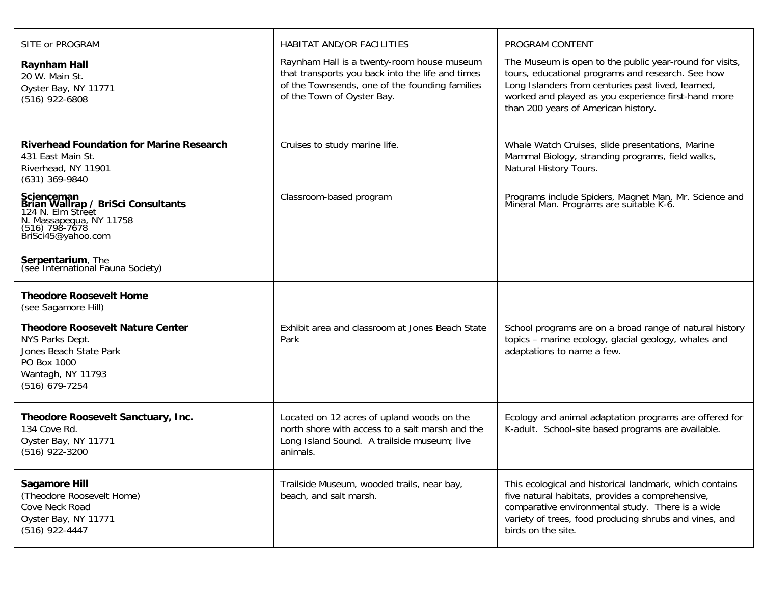| SITE or PROGRAM | HABITAT AND/OR FACILITIES | PROGRAM CONTENT |
|---|---|---|
| **Raynham Hall**<br>20 W. Main St.<br>Oyster Bay, NY 11771<br>(516) 922-6808 | Raynham Hall is a twenty-room house museum that transports you back into the life and times of the Townsends, one of the founding families of the Town of Oyster Bay. | The Museum is open to the public year-round for visits, tours, educational programs and research. See how Long Islanders from centuries past lived, learned, worked and played as you experience first-hand more than 200 years of American history. |
| **Riverhead Foundation for Marine Research**<br>431 East Main St.<br>Riverhead, NY 11901<br>(631) 369-9840 | Cruises to study marine life. | Whale Watch Cruises, slide presentations, Marine Mammal Biology, stranding programs, field walks, Natural History Tours. |
| **Scienceman**<br>**Brian Wallrap / BriSci Consultants**<br>124 N. Elm Street<br>N. Massapequa, NY 11758<br>(516) 798-7678<br>BriSci45@yahoo.com | Classroom-based program | Programs include Spiders, Magnet Man, Mr. Science and Mineral Man. Programs are suitable K-6. |
| **Serpentarium**, The<br>(see International Fauna Society) | | |
| **Theodore Roosevelt Home**<br>(see Sagamore Hill) | | |
| **Theodore Roosevelt Nature Center**<br>NYS Parks Dept.<br>Jones Beach State Park<br>PO Box 1000<br>Wantagh, NY 11793<br>(516) 679-7254 | Exhibit area and classroom at Jones Beach State Park | School programs are on a broad range of natural history topics – marine ecology, glacial geology, whales and adaptations to name a few. |
| **Theodore Roosevelt Sanctuary, Inc.**<br>134 Cove Rd.<br>Oyster Bay, NY 11771<br>(516) 922-3200 | Located on 12 acres of upland woods on the north shore with access to a salt marsh and the Long Island Sound. A trailside museum; live animals. | Ecology and animal adaptation programs are offered for K-adult. School-site based programs are available. |
| **Sagamore Hill**<br>(Theodore Roosevelt Home)<br>Cove Neck Road<br>Oyster Bay, NY 11771<br>(516) 922-4447 | Trailside Museum, wooded trails, near bay, beach, and salt marsh. | This ecological and historical landmark, which contains five natural habitats, provides a comprehensive, comparative environmental study. There is a wide variety of trees, food producing shrubs and vines, and birds on the site. |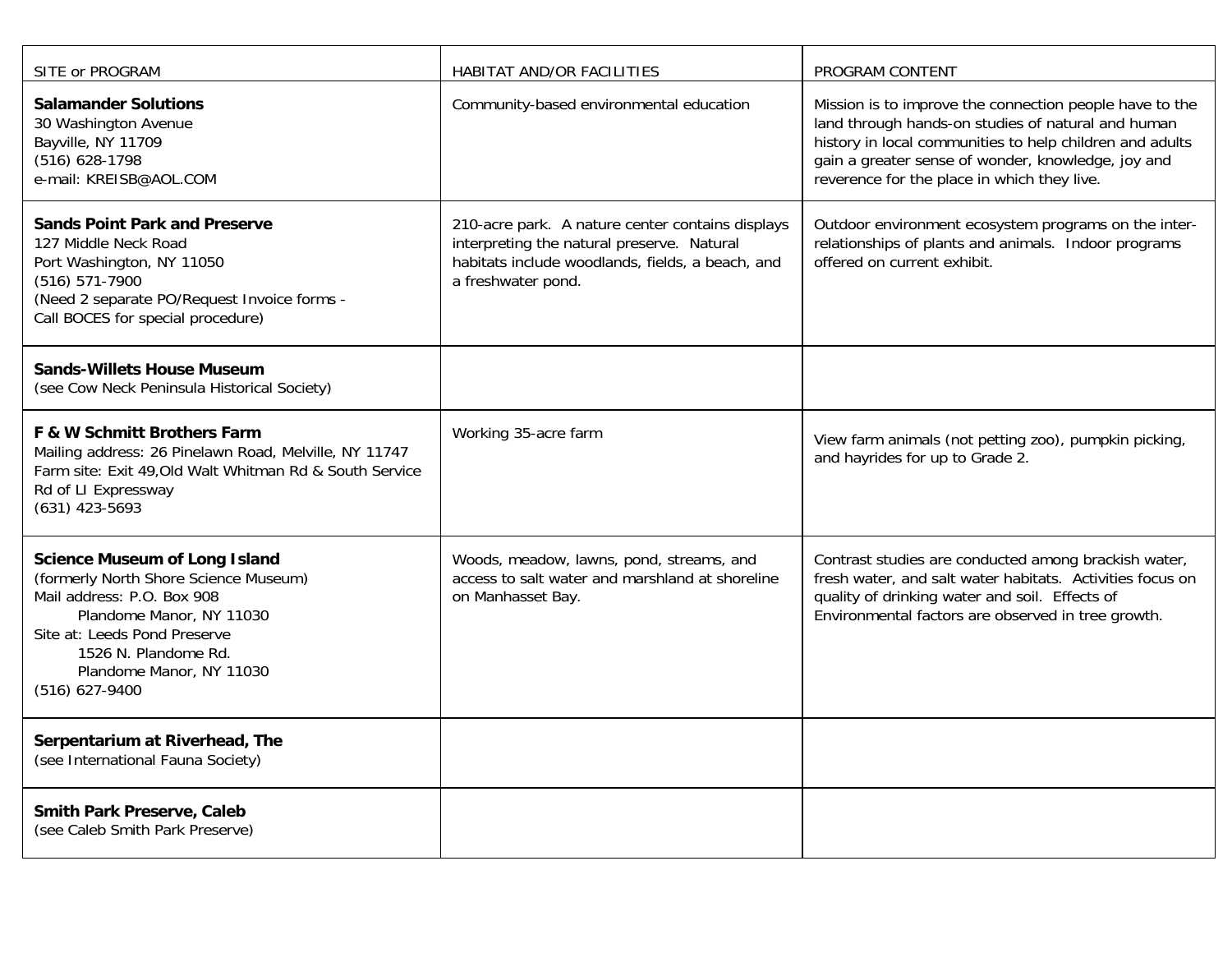| SITE or PROGRAM | HABITAT AND/OR FACILITIES | PROGRAM CONTENT |
|---|---|---|
| **Salamander Solutions**<br>30 Washington Avenue<br>Bayville, NY 11709<br>(516) 628-1798<br>e-mail: KREISB@AOL.COM | Community-based environmental education | Mission is to improve the connection people have to the land through hands-on studies of natural and human history in local communities to help children and adults gain a greater sense of wonder, knowledge, joy and reverence for the place in which they live. |
| **Sands Point Park and Preserve**<br>127 Middle Neck Road<br>Port Washington, NY 11050<br>(516) 571-7900<br>(Need 2 separate PO/Request Invoice forms - Call BOCES for special procedure) | 210-acre park. A nature center contains displays interpreting the natural preserve. Natural habitats include woodlands, fields, a beach, and a freshwater pond. | Outdoor environment ecosystem programs on the inter-relationships of plants and animals. Indoor programs offered on current exhibit. |
| **Sands-Willets House Museum**<br>(see Cow Neck Peninsula Historical Society) | | |
| **F & W Schmitt Brothers Farm**<br>Mailing address: 26 Pinelawn Road, Melville, NY 11747<br>Farm site: Exit 49,Old Walt Whitman Rd & South Service Rd of LI Expressway<br>(631) 423-5693 | Working 35-acre farm | View farm animals (not petting zoo), pumpkin picking, and hayrides for up to Grade 2. |
| **Science Museum of Long Island**<br>(formerly North Shore Science Museum)<br>Mail address: P.O. Box 908<br>Plandome Manor, NY 11030<br>Site at: Leeds Pond Preserve<br>1526 N. Plandome Rd.<br>Plandome Manor, NY 11030<br>(516) 627-9400 | Woods, meadow, lawns, pond, streams, and access to salt water and marshland at shoreline on Manhasset Bay. | Contrast studies are conducted among brackish water, fresh water, and salt water habitats. Activities focus on quality of drinking water and soil. Effects of Environmental factors are observed in tree growth. |
| **Serpentarium at Riverhead, The**<br>(see International Fauna Society) | | |
| **Smith Park Preserve, Caleb**<br>(see Caleb Smith Park Preserve) | | |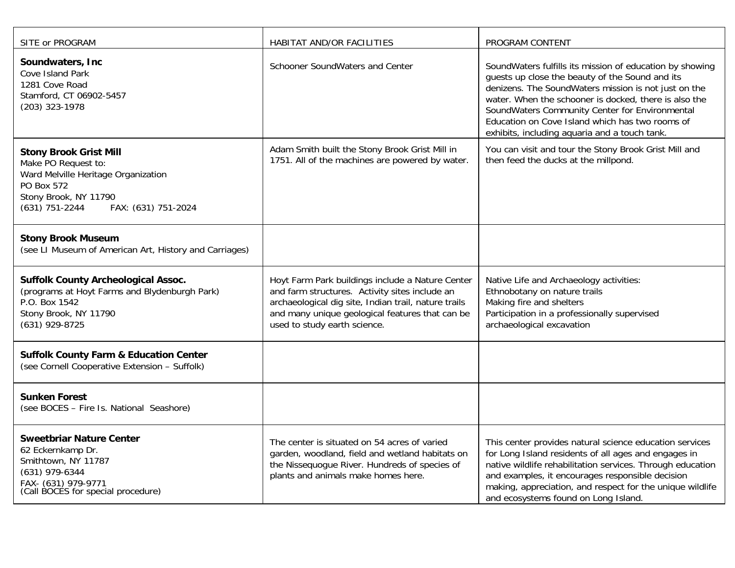| SITE or PROGRAM | HABITAT AND/OR FACILITIES | PROGRAM CONTENT |
|---|---|---|
| **Soundwaters, Inc**<br>Cove Island Park<br>1281 Cove Road<br>Stamford, CT 06902-5457<br>(203) 323-1978 | Schooner SoundWaters and Center | SoundWaters fulfills its mission of education by showing guests up close the beauty of the Sound and its denizens. The SoundWaters mission is not just on the water. When the schooner is docked, there is also the SoundWaters Community Center for Environmental Education on Cove Island which has two rooms of exhibits, including aquaria and a touch tank. |
| **Stony Brook Grist Mill**<br>Make PO Request to:<br>Ward Melville Heritage Organization<br>PO Box 572<br>Stony Brook, NY 11790<br>(631) 751-2244 FAX: (631) 751-2024 | Adam Smith built the Stony Brook Grist Mill in 1751. All of the machines are powered by water. | You can visit and tour the Stony Brook Grist Mill and then feed the ducks at the millpond. |
| **Stony Brook Museum**<br>(see LI Museum of American Art, History and Carriages) | | |
| **Suffolk County Archeological Assoc.**<br>(programs at Hoyt Farms and Blydenburgh Park)<br>P.O. Box 1542<br>Stony Brook, NY 11790<br>(631) 929-8725 | Hoyt Farm Park buildings include a Nature Center and farm structures. Activity sites include an archaeological dig site, Indian trail, nature trails and many unique geological features that can be used to study earth science. | Native Life and Archaeology activities:<br>Ethnobotany on nature trails<br>Making fire and shelters<br>Participation in a professionally supervised archaeological excavation |
| **Suffolk County Farm & Education Center**<br>(see Cornell Cooperative Extension – Suffolk) | | |
| **Sunken Forest**<br>(see BOCES – Fire Is. National Seashore) | | |
| **Sweetbriar Nature Center**<br>62 Eckernkamp Dr.<br>Smithtown, NY 11787<br>(631) 979-6344<br>FAX- (631) 979-9771<br>(Call BOCES for special procedure) | The center is situated on 54 acres of varied garden, woodland, field and wetland habitats on the Nissequogue River. Hundreds of species of plants and animals make homes here. | This center provides natural science education services for Long Island residents of all ages and engages in native wildlife rehabilitation services. Through education and examples, it encourages responsible decision making, appreciation, and respect for the unique wildlife and ecosystems found on Long Island. |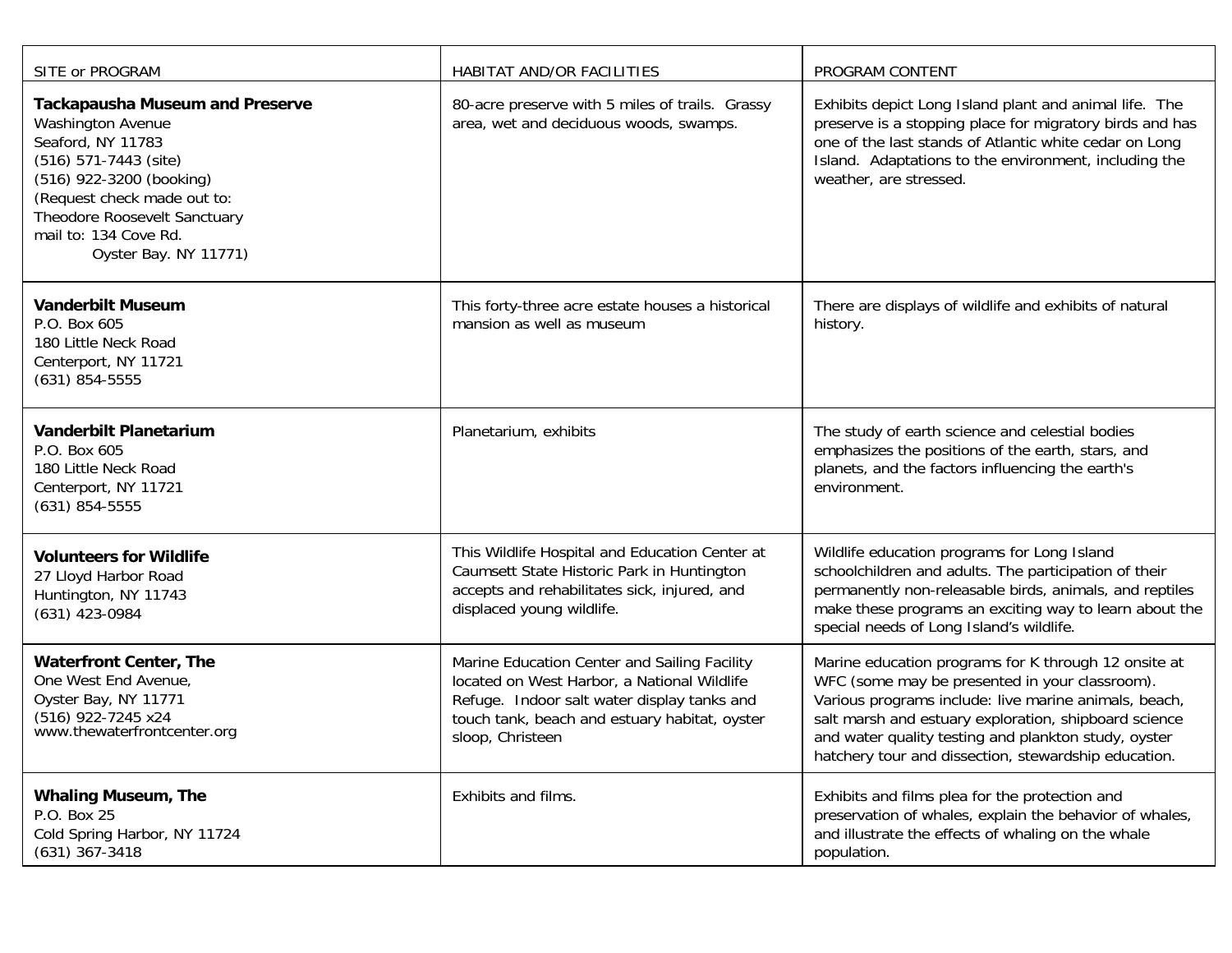| SITE or PROGRAM | HABITAT AND/OR FACILITIES | PROGRAM CONTENT |
|---|---|---|
| **Tackapausha Museum and Preserve**<br>Washington Avenue<br>Seaford, NY 11783<br>(516) 571-7443 (site)<br>(516) 922-3200 (booking)<br>(Request check made out to:<br>Theodore Roosevelt Sanctuary<br>mail to: 134 Cove Rd.<br>Oyster Bay. NY 11771) | 80-acre preserve with 5 miles of trails. Grassy area, wet and deciduous woods, swamps. | Exhibits depict Long Island plant and animal life. The preserve is a stopping place for migratory birds and has one of the last stands of Atlantic white cedar on Long Island. Adaptations to the environment, including the weather, are stressed. |
| **Vanderbilt Museum**<br>P.O. Box 605<br>180 Little Neck Road<br>Centerport, NY 11721<br>(631) 854-5555 | This forty-three acre estate houses a historical mansion as well as museum | There are displays of wildlife and exhibits of natural history. |
| **Vanderbilt Planetarium**<br>P.O. Box 605<br>180 Little Neck Road<br>Centerport, NY 11721<br>(631) 854-5555 | Planetarium, exhibits | The study of earth science and celestial bodies emphasizes the positions of the earth, stars, and planets, and the factors influencing the earth's environment. |
| **Volunteers for Wildlife**<br>27 Lloyd Harbor Road<br>Huntington, NY 11743<br>(631) 423-0984 | This Wildlife Hospital and Education Center at Caumsett State Historic Park in Huntington accepts and rehabilitates sick, injured, and displaced young wildlife. | Wildlife education programs for Long Island schoolchildren and adults. The participation of their permanently non-releasable birds, animals, and reptiles make these programs an exciting way to learn about the special needs of Long Island's wildlife. |
| **Waterfront Center, The**<br>One West End Avenue,<br>Oyster Bay, NY 11771<br>(516) 922-7245 x24<br>www.thewaterfrontcenter.org | Marine Education Center and Sailing Facility located on West Harbor, a National Wildlife Refuge. Indoor salt water display tanks and touch tank, beach and estuary habitat, oyster sloop, Christeen | Marine education programs for K through 12 onsite at WFC (some may be presented in your classroom). Various programs include: live marine animals, beach, salt marsh and estuary exploration, shipboard science and water quality testing and plankton study, oyster hatchery tour and dissection, stewardship education. |
| **Whaling Museum, The**<br>P.O. Box 25<br>Cold Spring Harbor, NY 11724<br>(631) 367-3418 | Exhibits and films. | Exhibits and films plea for the protection and preservation of whales, explain the behavior of whales, and illustrate the effects of whaling on the whale population. |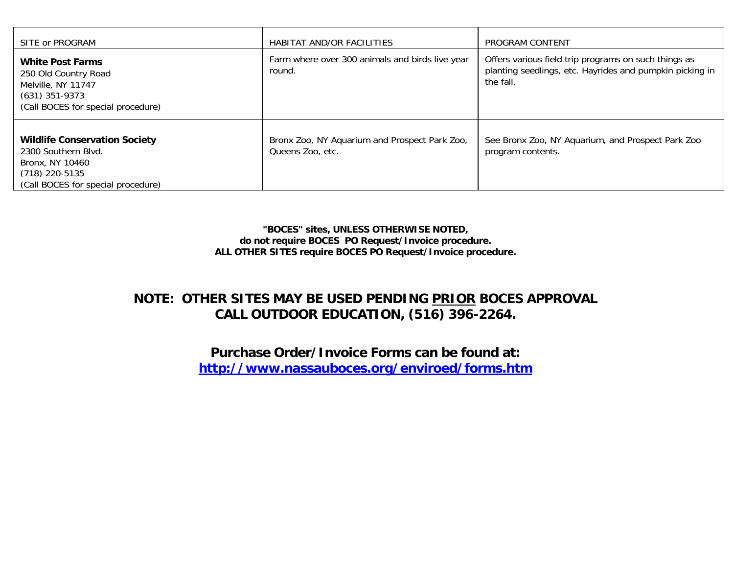| SITE or PROGRAM | HABITAT AND/OR FACILITIES | PROGRAM CONTENT |
|---|---|---|
| **White Post Farms**<br>250 Old Country Road<br>Melville, NY 11747<br>(631) 351-9373<br>(Call BOCES for special procedure) | Farm where over 300 animals and birds live year round. | Offers various field trip programs on such things as planting seedlings, etc. Hayrides and pumpkin picking in the fall. |
| **Wildlife Conservation Society**<br>2300 Southern Blvd.<br>Bronx, NY 10460<br>(718) 220-5135<br>(Call BOCES for special procedure) | Bronx Zoo, NY Aquarium and Prospect Park Zoo, Queens Zoo, etc. | See Bronx Zoo, NY Aquarium, and Prospect Park Zoo program contents. |

**"BOCES" sites, UNLESS OTHERWISE NOTED,**
**do not require BOCES PO Request/Invoice procedure.**
**ALL OTHER SITES require BOCES PO Request/Invoice procedure.**

## NOTE: OTHER SITES MAY BE USED PENDING PRIOR BOCES APPROVAL CALL OUTDOOR EDUCATION, (516) 396-2264.

## Purchase Order/Invoice Forms can be found at:

**http://www.nassauboces.org/enviroed/forms.htm**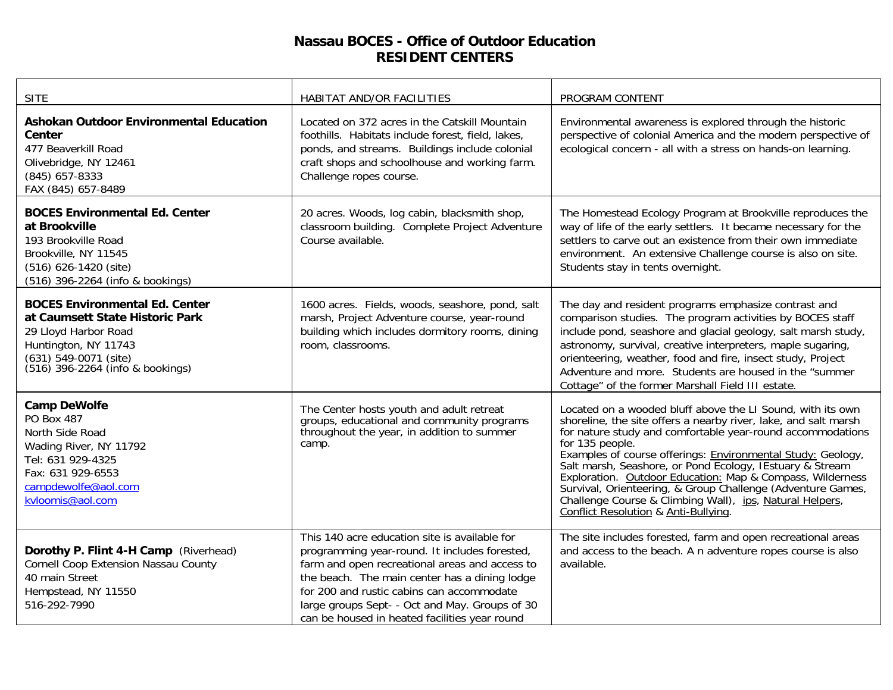# Nassau BOCES - Office of Outdoor Education
## RESIDENT CENTERS

| SITE | HABITAT AND/OR FACILITIES | PROGRAM CONTENT |
|---|---|---|
| **Ashokan Outdoor Environmental Education Center**<br>477 Beaverkill Road<br>Olivebridge, NY 12461<br>(845) 657-8333<br>FAX (845) 657-8489 | Located on 372 acres in the Catskill Mountain foothills. Habitats include forest, field, lakes, ponds, and streams. Buildings include colonial craft shops and schoolhouse and working farm. Challenge ropes course. | Environmental awareness is explored through the historic perspective of colonial America and the modern perspective of ecological concern - all with a stress on hands-on learning. |
| **BOCES Environmental Ed. Center at Brookville**<br>193 Brookville Road<br>Brookville, NY 11545<br>(516) 626-1420 (site)<br>(516) 396-2264 (info & bookings) | 20 acres. Woods, log cabin, blacksmith shop, classroom building. Complete Project Adventure Course available. | The Homestead Ecology Program at Brookville reproduces the way of life of the early settlers. It became necessary for the settlers to carve out an existence from their own immediate environment. An extensive Challenge course is also on site. Students stay in tents overnight. |
| **BOCES Environmental Ed. Center at Caumsett State Historic Park**<br>29 Lloyd Harbor Road<br>Huntington, NY 11743<br>(631) 549-0071 (site)<br>(516) 396-2264 (info & bookings) | 1600 acres. Fields, woods, seashore, pond, salt marsh, Project Adventure course, year-round building which includes dormitory rooms, dining room, classrooms. | The day and resident programs emphasize contrast and comparison studies. The program activities by BOCES staff include pond, seashore and glacial geology, salt marsh study, astronomy, survival, creative interpreters, maple sugaring, orienteering, weather, food and fire, insect study, Project Adventure and more. Students are housed in the "summer Cottage" of the former Marshall Field III estate. |
| **Camp DeWolfe**<br>PO Box 487<br>North Side Road<br>Wading River, NY 11792<br>Tel: 631 929-4325<br>Fax: 631 929-6553<br>campdewolfe@aol.com<br>kvloomis@aol.com | The Center hosts youth and adult retreat groups, educational and community programs throughout the year, in addition to summer camp. | Located on a wooded bluff above the LI Sound, with its own shoreline, the site offers a nearby river, lake, and salt marsh for nature study and comfortable year-round accommodations for 135 people.<br>Examples of course offerings: Environmental Study: Geology, Salt marsh, Seashore, or Pond Ecology, IEstuary & Stream Exploration. Outdoor Education: Map & Compass, Wilderness Survival, Orienteering, & Group Challenge (Adventure Games, Challenge Course & Climbing Wall), ips, Natural Helpers, Conflict Resolution & Anti-Bullying. |
| **Dorothy P. Flint 4-H Camp** (Riverhead)<br>Cornell Coop Extension Nassau County<br>40 main Street<br>Hempstead, NY 11550<br>516-292-7990 | This 140 acre education site is available for programming year-round. It includes forested, farm and open recreational areas and access to the beach. The main center has a dining lodge for 200 and rustic cabins can accommodate large groups Sept- - Oct and May. Groups of 30 can be housed in heated facilities year round | The site includes forested, farm and open recreational areas and access to the beach. A n adventure ropes course is also available. |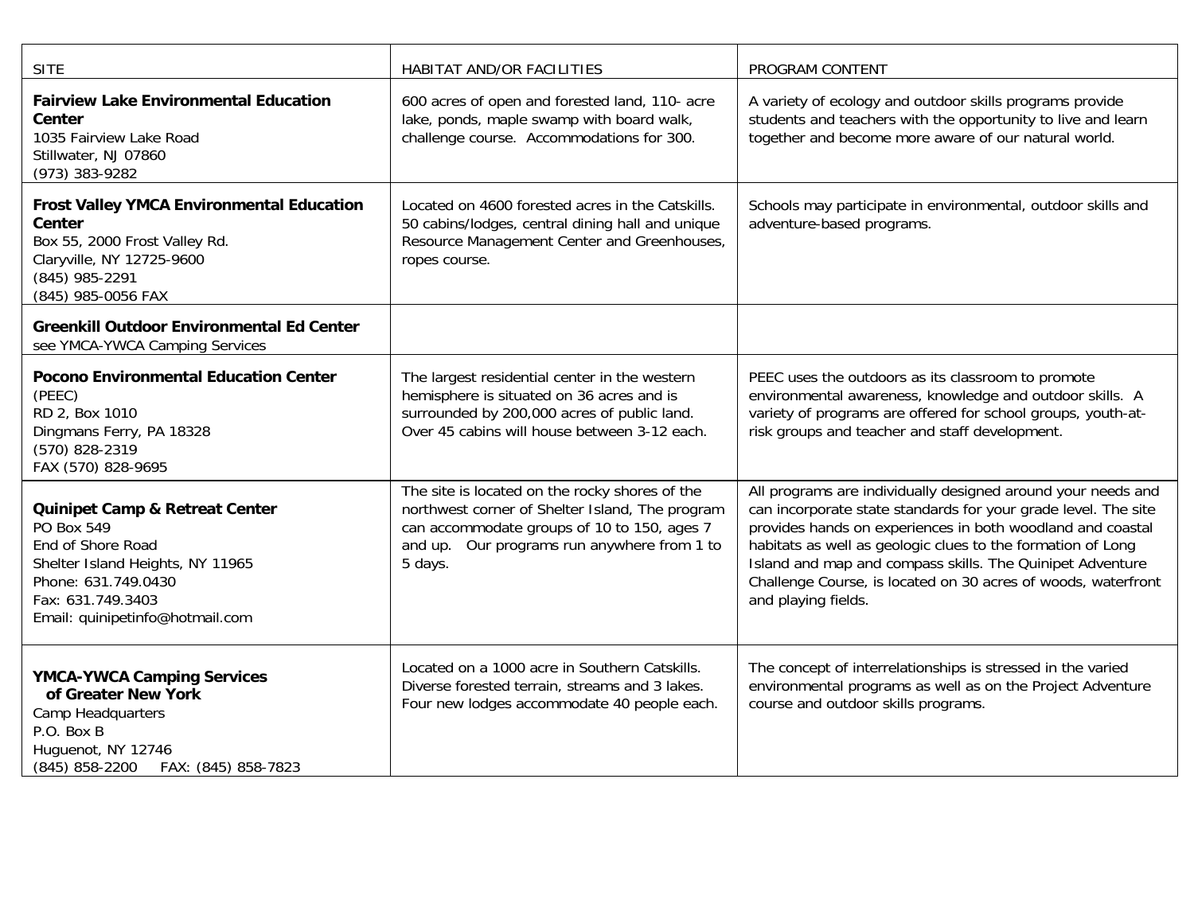| SITE | HABITAT AND/OR FACILITIES | PROGRAM CONTENT |
|---|---|---|
| **Fairview Lake Environmental Education Center**<br>1035 Fairview Lake Road<br>Stillwater, NJ 07860<br>(973) 383-9282 | 600 acres of open and forested land, 110- acre lake, ponds, maple swamp with board walk, challenge course. Accommodations for 300. | A variety of ecology and outdoor skills programs provide students and teachers with the opportunity to live and learn together and become more aware of our natural world. |
| **Frost Valley YMCA Environmental Education Center**<br>Box 55, 2000 Frost Valley Rd.<br>Claryville, NY 12725-9600<br>(845) 985-2291<br>(845) 985-0056 FAX | Located on 4600 forested acres in the Catskills. 50 cabins/lodges, central dining hall and unique Resource Management Center and Greenhouses, ropes course. | Schools may participate in environmental, outdoor skills and adventure-based programs. |
| **Greenkill Outdoor Environmental Ed Center**<br>see YMCA-YWCA Camping Services | | |
| **Pocono Environmental Education Center**<br>(PEEC)<br>RD 2, Box 1010<br>Dingmans Ferry, PA 18328<br>(570) 828-2319<br>FAX (570) 828-9695 | The largest residential center in the western hemisphere is situated on 36 acres and is surrounded by 200,000 acres of public land. Over 45 cabins will house between 3-12 each. | PEEC uses the outdoors as its classroom to promote environmental awareness, knowledge and outdoor skills. A variety of programs are offered for school groups, youth-at-risk groups and teacher and staff development. |
| **Quinipet Camp & Retreat Center**<br>PO Box 549<br>End of Shore Road<br>Shelter Island Heights, NY 11965<br>Phone: 631.749.0430<br>Fax: 631.749.3403<br>Email: quinipetinfo@hotmail.com | The site is located on the rocky shores of the northwest corner of Shelter Island, The program can accommodate groups of 10 to 150, ages 7 and up. Our programs run anywhere from 1 to 5 days. | All programs are individually designed around your needs and can incorporate state standards for your grade level. The site provides hands on experiences in both woodland and coastal habitats as well as geologic clues to the formation of Long Island and map and compass skills. The Quinipet Adventure Challenge Course, is located on 30 acres of woods, waterfront and playing fields. |
| **YMCA-YWCA Camping Services of Greater New York**<br>Camp Headquarters<br>P.O. Box B<br>Huguenot, NY 12746<br>(845) 858-2200 FAX: (845) 858-7823 | Located on a 1000 acre in Southern Catskills. Diverse forested terrain, streams and 3 lakes. Four new lodges accommodate 40 people each. | The concept of interrelationships is stressed in the varied environmental programs as well as on the Project Adventure course and outdoor skills programs. |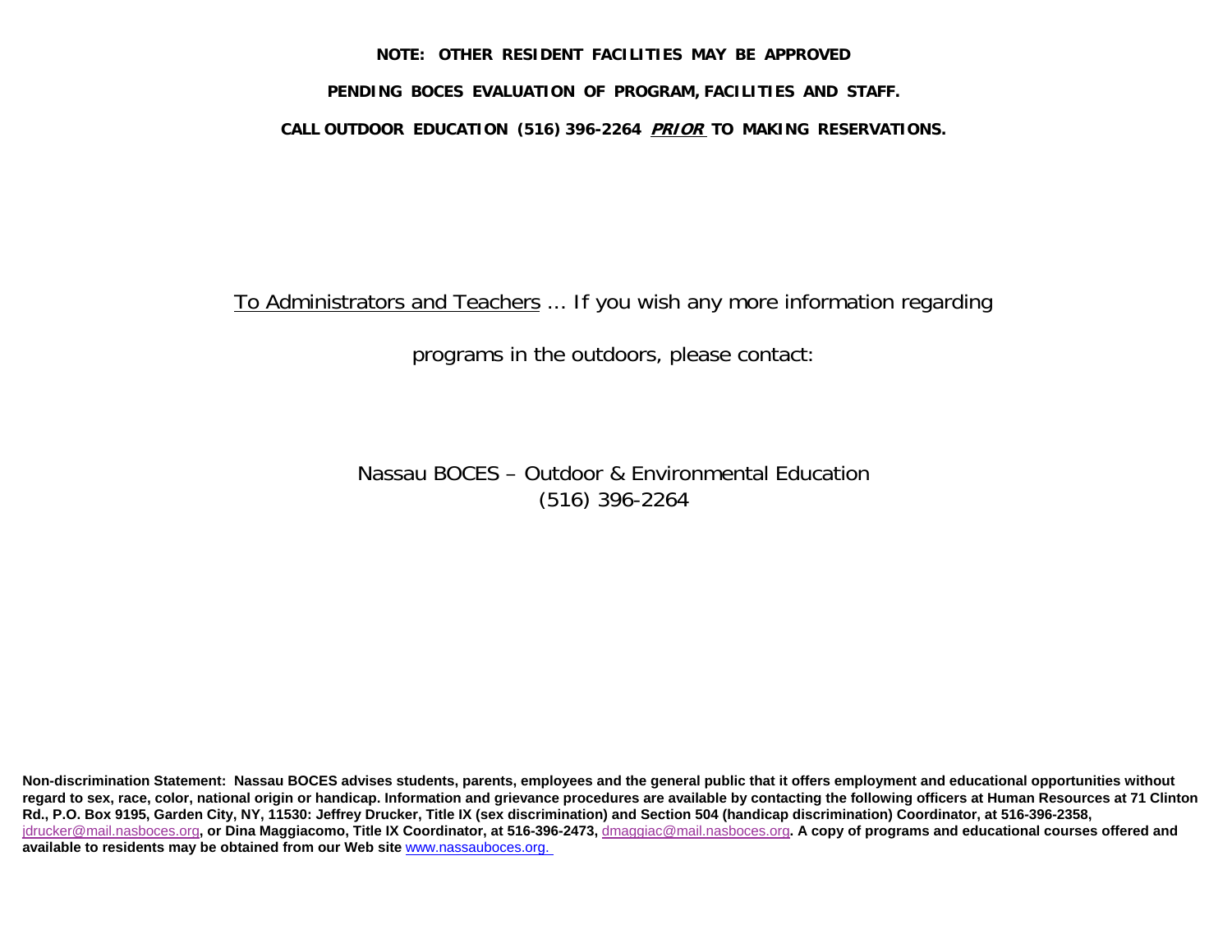**NOTE: OTHER RESIDENT FACILITIES MAY BE APPROVED**

**PENDING BOCES EVALUATION OF PROGRAM, FACILITIES AND STAFF.**

**CALL OUTDOOR EDUCATION (516) 396-2264 *PRIOR* TO MAKING RESERVATIONS.**

To Administrators and Teachers ... If you wish any more information regarding programs in the outdoors, please contact:

Nassau BOCES – Outdoor & Environmental Education
(516) 396-2264

**Non-discrimination Statement: Nassau BOCES advises students, parents, employees and the general public that it offers employment and educational opportunities without regard to sex, race, color, national origin or handicap. Information and grievance procedures are available by contacting the following officers at Human Resources at 71 Clinton Rd., P.O. Box 9195, Garden City, NY, 11530: Jeffrey Drucker, Title IX (sex discrimination) and Section 504 (handicap discrimination) Coordinator, at 516-396-2358,** jdrucker@mail.nasboces.org**, or Dina Maggiacomo, Title IX Coordinator, at 516-396-2473,** dmaggiac@mail.nasboces.org**. A copy of programs and educational courses offered and available to residents may be obtained from our Web site** www.nassauboces.org.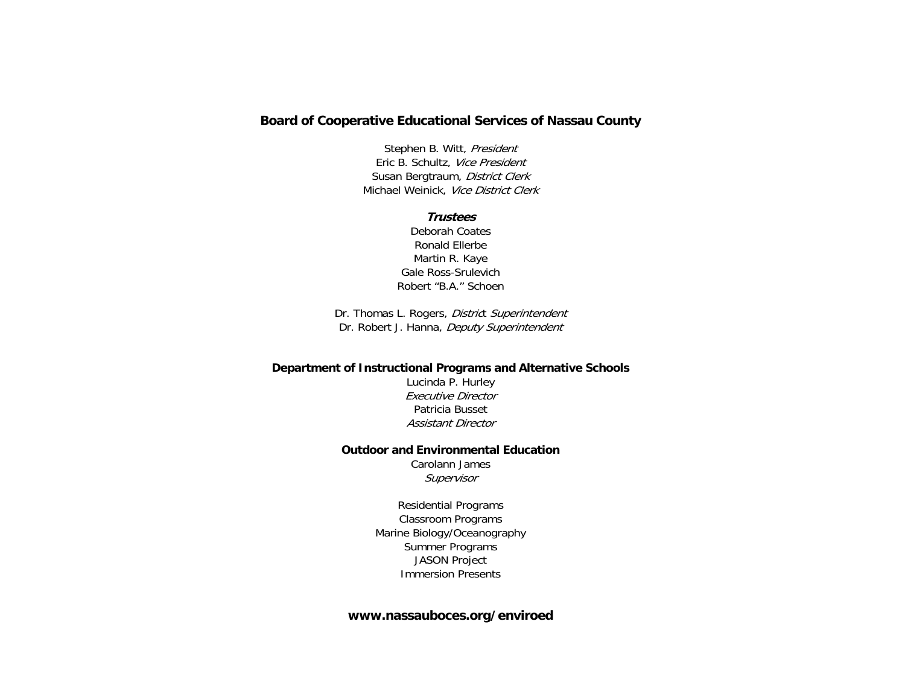**Board of Cooperative Educational Services of Nassau County**

Stephen B. Witt, *President*
Eric B. Schultz, *Vice President*
Susan Bergtraum, *District Clerk*
Michael Weinick, *Vice District Clerk*

***Trustees***

Deborah Coates
Ronald Ellerbe
Martin R. Kaye
Gale Ross-Srulevich
Robert “B.A.” Schoen

Dr. Thomas L. Rogers, *District Superintendent*
Dr. Robert J. Hanna, *Deputy Superintendent*

**Department of Instructional Programs and Alternative Schools**

Lucinda P. Hurley
*Executive Director*
Patricia Busset
*Assistant Director*

**Outdoor and Environmental Education**

Carolann James
*Supervisor*

Residential Programs
Classroom Programs
Marine Biology/Oceanography
Summer Programs
JASON Project
Immersion Presents

**www.nassauboces.org/enviroed**